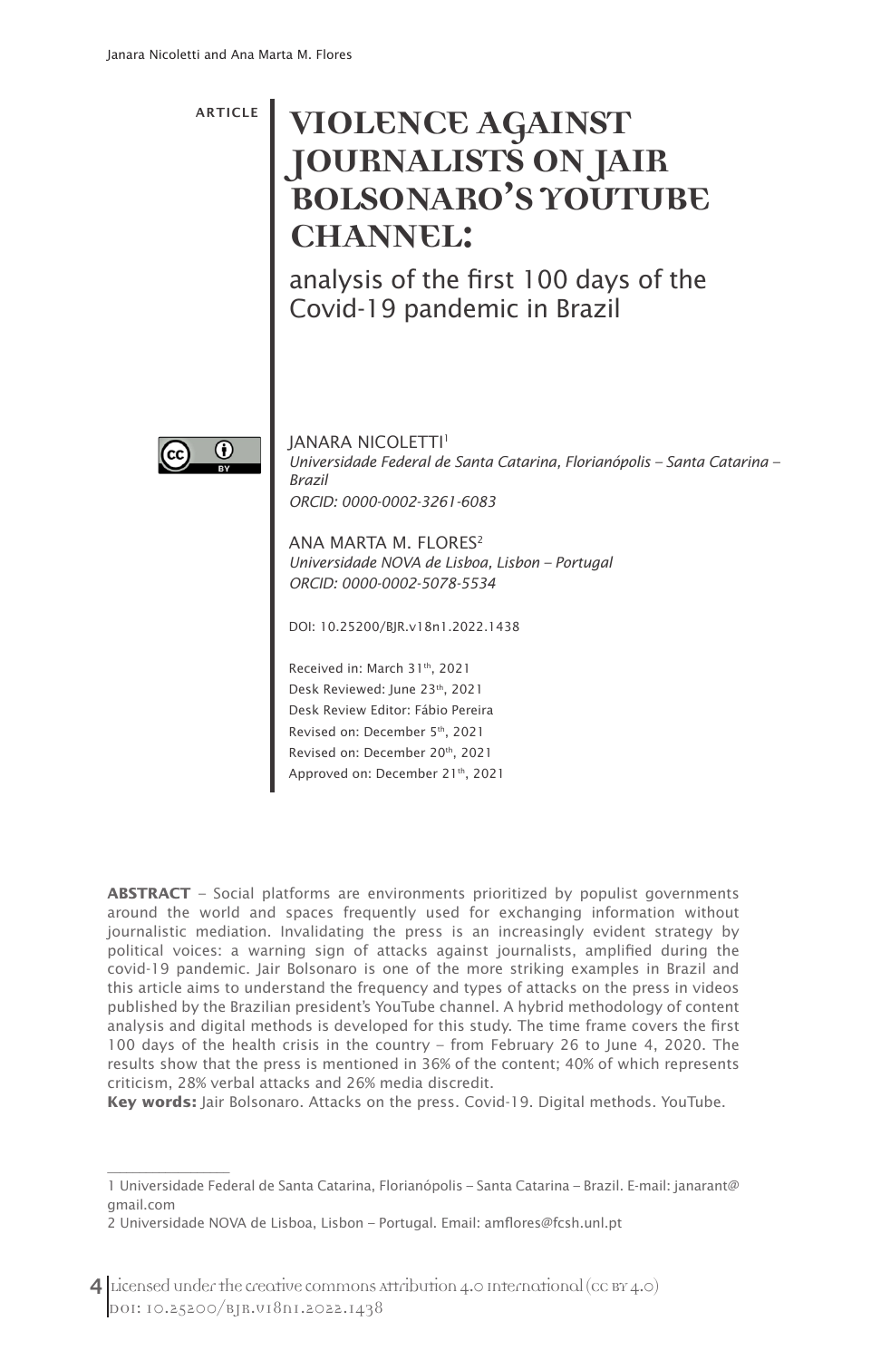ARTICLE

# VIOLENCE AGAINST JOURNALISTS ON JAIR BOLSONARO'S YOUTUBE CHANNEL:

## analysis of the first 100 days of the Covid-19 pandemic in Brazil

JANARA NICOLETTI[1]
*Universidade Federal de Santa Catarina, Florianópolis – Santa Catarina – Brazil*
*ORCID: 0000-0002-3261-6083*

ANA MARTA M. FLORES[2]
*Universidade NOVA de Lisboa, Lisbon – Portugal*
*ORCID: 0000-0002-5078-5534*

DOI: 10.25200/BJR.v18n1.2022.1438

Received in: March 31th, 2021
Desk Reviewed: June 23th, 2021
Desk Review Editor: Fábio Pereira
Revised on: December 5th, 2021
Revised on: December 20th, 2021
Approved on: December 21th, 2021

**ABSTRACT** – Social platforms are environments prioritized by populist governments around the world and spaces frequently used for exchanging information without journalistic mediation. Invalidating the press is an increasingly evident strategy by political voices: a warning sign of attacks against journalists, amplified during the covid-19 pandemic. Jair Bolsonaro is one of the more striking examples in Brazil and this article aims to understand the frequency and types of attacks on the press in videos published by the Brazilian president's YouTube channel. A hybrid methodology of content analysis and digital methods is developed for this study. The time frame covers the first 100 days of the health crisis in the country – from February 26 to June 4, 2020. The results show that the press is mentioned in 36% of the content; 40% of which represents criticism, 28% verbal attacks and 26% media discredit.

**Key words:** Jair Bolsonaro. Attacks on the press. Covid-19. Digital methods. YouTube.

---

1 Universidade Federal de Santa Catarina, Florianópolis – Santa Catarina – Brazil. E-mail: janarant@gmail.com

2 Universidade NOVA de Lisboa, Lisbon – Portugal. Email: amflores@fcsh.unl.pt

Licensed under the creative commons Attribution 4.0 International (CC BY 4.0)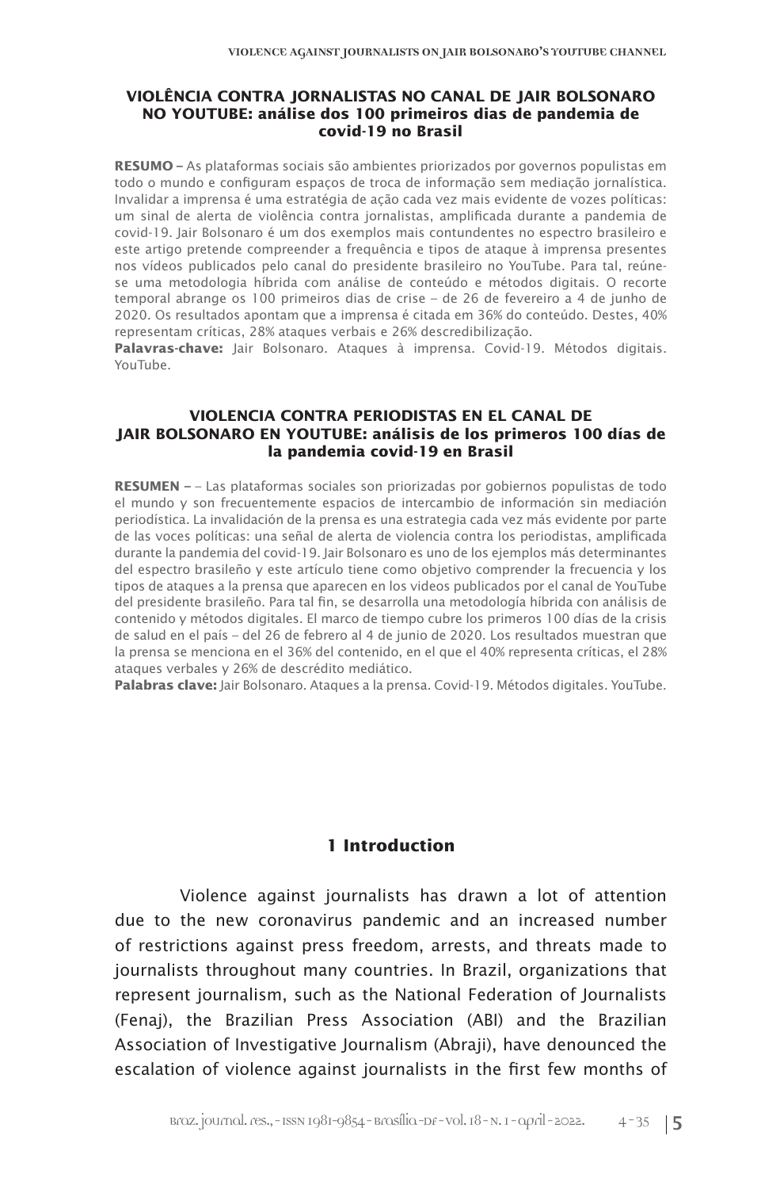**VIOLÊNCIA CONTRA JORNALISTAS NO CANAL DE JAIR BOLSONARO NO YOUTUBE: análise dos 100 primeiros dias de pandemia de covid-19 no Brasil**

**RESUMO –** As plataformas sociais são ambientes priorizados por governos populistas em todo o mundo e configuram espaços de troca de informação sem mediação jornalística. Invalidar a imprensa é uma estratégia de ação cada vez mais evidente de vozes políticas: um sinal de alerta de violência contra jornalistas, amplificada durante a pandemia de covid-19. Jair Bolsonaro é um dos exemplos mais contundentes no espectro brasileiro e este artigo pretende compreender a frequência e tipos de ataque à imprensa presentes nos vídeos publicados pelo canal do presidente brasileiro no YouTube. Para tal, reúne-se uma metodologia híbrida com análise de conteúdo e métodos digitais. O recorte temporal abrange os 100 primeiros dias de crise – de 26 de fevereiro a 4 de junho de 2020. Os resultados apontam que a imprensa é citada em 36% do conteúdo. Destes, 40% representam críticas, 28% ataques verbais e 26% descredibilização.

**Palavras-chave:** Jair Bolsonaro. Ataques à imprensa. Covid-19. Métodos digitais. YouTube.

**VIOLENCIA CONTRA PERIODISTAS EN EL CANAL DE JAIR BOLSONARO EN YOUTUBE: análisis de los primeros 100 días de la pandemia covid-19 en Brasil**

**RESUMEN –** – Las plataformas sociales son priorizadas por gobiernos populistas de todo el mundo y son frecuentemente espacios de intercambio de información sin mediación periodística. La invalidación de la prensa es una estrategia cada vez más evidente por parte de las voces políticas: una señal de alerta de violencia contra los periodistas, amplificada durante la pandemia del covid-19. Jair Bolsonaro es uno de los ejemplos más determinantes del espectro brasileño y este artículo tiene como objetivo comprender la frecuencia y los tipos de ataques a la prensa que aparecen en los videos publicados por el canal de YouTube del presidente brasileño. Para tal fin, se desarrolla una metodología híbrida con análisis de contenido y métodos digitales. El marco de tiempo cubre los primeros 100 días de la crisis de salud en el país – del 26 de febrero al 4 de junio de 2020. Los resultados muestran que la prensa se menciona en el 36% del contenido, en el que el 40% representa críticas, el 28% ataques verbales y 26% de descrédito mediático.

**Palabras clave:** Jair Bolsonaro. Ataques a la prensa. Covid-19. Métodos digitales. YouTube.

## 1 Introduction

Violence against journalists has drawn a lot of attention due to the new coronavirus pandemic and an increased number of restrictions against press freedom, arrests, and threats made to journalists throughout many countries. In Brazil, organizations that represent journalism, such as the National Federation of Journalists (Fenaj), the Brazilian Press Association (ABI) and the Brazilian Association of Investigative Journalism (Abraji), have denounced the escalation of violence against journalists in the first few months of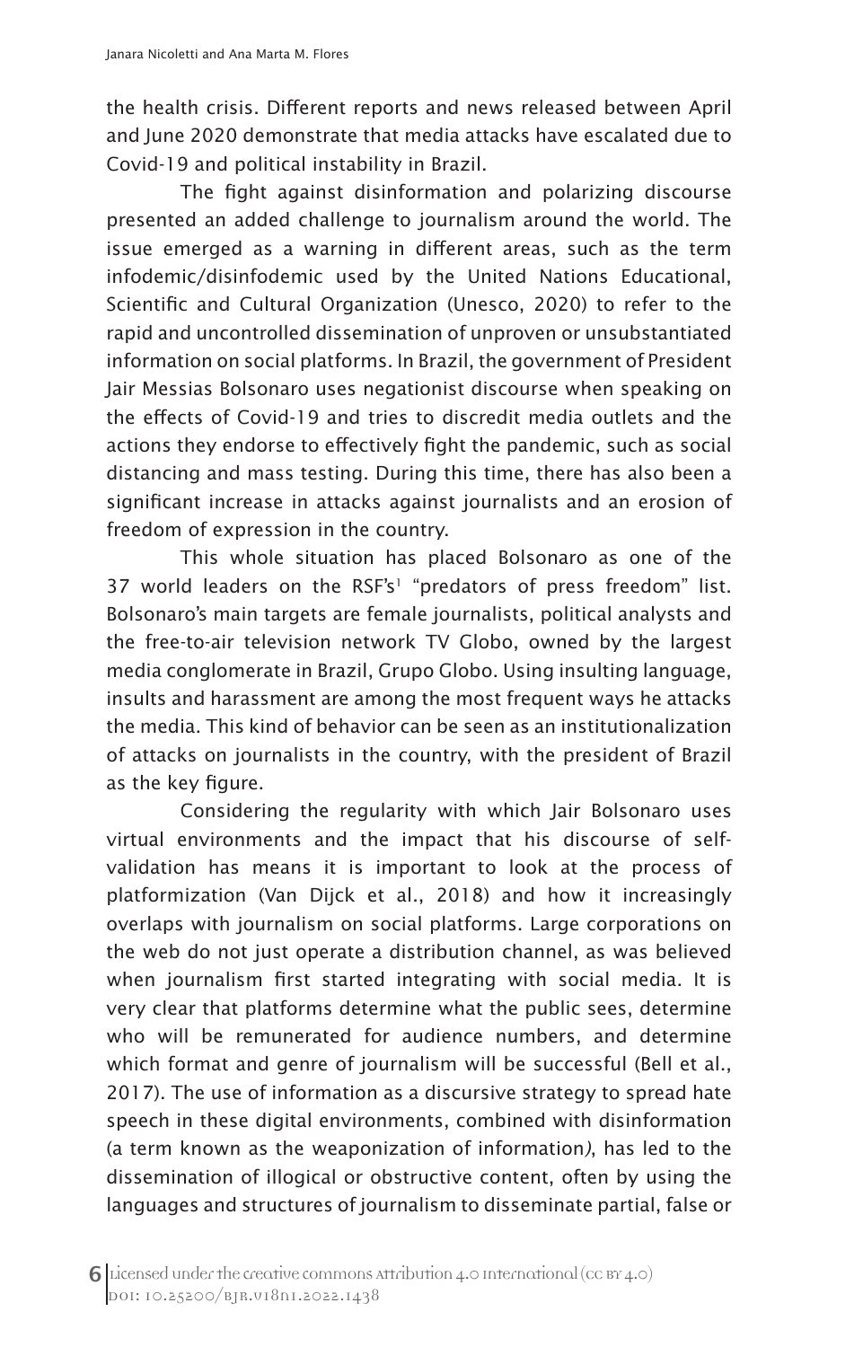the health crisis. Different reports and news released between April and June 2020 demonstrate that media attacks have escalated due to Covid-19 and political instability in Brazil.

The fight against disinformation and polarizing discourse presented an added challenge to journalism around the world. The issue emerged as a warning in different areas, such as the term infodemic/disinfodemic used by the United Nations Educational, Scientific and Cultural Organization (Unesco, 2020) to refer to the rapid and uncontrolled dissemination of unproven or unsubstantiated information on social platforms. In Brazil, the government of President Jair Messias Bolsonaro uses negationist discourse when speaking on the effects of Covid-19 and tries to discredit media outlets and the actions they endorse to effectively fight the pandemic, such as social distancing and mass testing. During this time, there has also been a significant increase in attacks against journalists and an erosion of freedom of expression in the country.

This whole situation has placed Bolsonaro as one of the 37 world leaders on the RSF's[1] "predators of press freedom" list. Bolsonaro's main targets are female journalists, political analysts and the free-to-air television network TV Globo, owned by the largest media conglomerate in Brazil, Grupo Globo. Using insulting language, insults and harassment are among the most frequent ways he attacks the media. This kind of behavior can be seen as an institutionalization of attacks on journalists in the country, with the president of Brazil as the key figure.

Considering the regularity with which Jair Bolsonaro uses virtual environments and the impact that his discourse of self-validation has means it is important to look at the process of platformization (Van Dijck et al., 2018) and how it increasingly overlaps with journalism on social platforms. Large corporations on the web do not just operate a distribution channel, as was believed when journalism first started integrating with social media. It is very clear that platforms determine what the public sees, determine who will be remunerated for audience numbers, and determine which format and genre of journalism will be successful (Bell et al., 2017). The use of information as a discursive strategy to spread hate speech in these digital environments, combined with disinformation (a term known as the weaponization of information), has led to the dissemination of illogical or obstructive content, often by using the languages and structures of journalism to disseminate partial, false or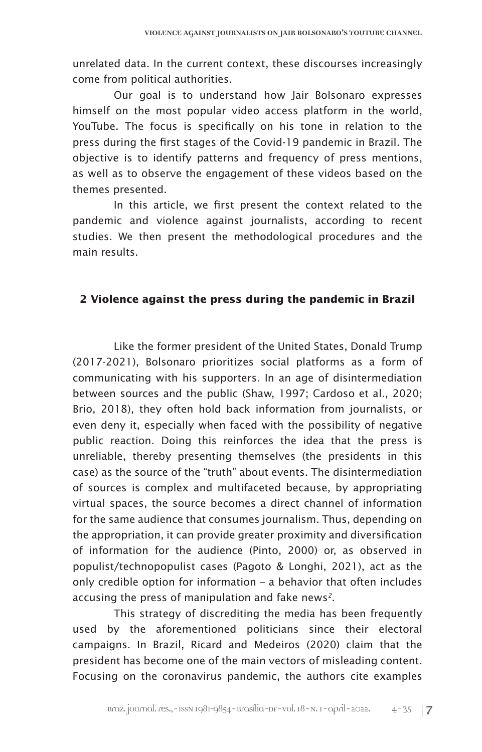unrelated data. In the current context, these discourses increasingly come from political authorities.

Our goal is to understand how Jair Bolsonaro expresses himself on the most popular video access platform in the world, YouTube. The focus is specifically on his tone in relation to the press during the first stages of the Covid-19 pandemic in Brazil. The objective is to identify patterns and frequency of press mentions, as well as to observe the engagement of these videos based on the themes presented.

In this article, we first present the context related to the pandemic and violence against journalists, according to recent studies. We then present the methodological procedures and the main results.

## 2 Violence against the press during the pandemic in Brazil

Like the former president of the United States, Donald Trump (2017-2021), Bolsonaro prioritizes social platforms as a form of communicating with his supporters. In an age of disintermediation between sources and the public (Shaw, 1997; Cardoso et al., 2020; Brio, 2018), they often hold back information from journalists, or even deny it, especially when faced with the possibility of negative public reaction. Doing this reinforces the idea that the press is unreliable, thereby presenting themselves (the presidents in this case) as the source of the "truth" about events. The disintermediation of sources is complex and multifaceted because, by appropriating virtual spaces, the source becomes a direct channel of information for the same audience that consumes journalism. Thus, depending on the appropriation, it can provide greater proximity and diversification of information for the audience (Pinto, 2000) or, as observed in populist/technopopulist cases (Pagoto & Longhi, 2021), act as the only credible option for information – a behavior that often includes accusing the press of manipulation and fake news[2].

This strategy of discrediting the media has been frequently used by the aforementioned politicians since their electoral campaigns. In Brazil, Ricard and Medeiros (2020) claim that the president has become one of the main vectors of misleading content. Focusing on the coronavirus pandemic, the authors cite examples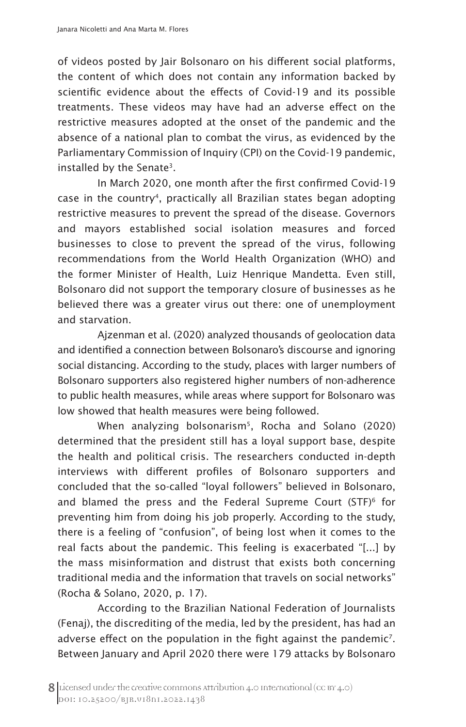of videos posted by Jair Bolsonaro on his different social platforms, the content of which does not contain any information backed by scientific evidence about the effects of Covid-19 and its possible treatments. These videos may have had an adverse effect on the restrictive measures adopted at the onset of the pandemic and the absence of a national plan to combat the virus, as evidenced by the Parliamentary Commission of Inquiry (CPI) on the Covid-19 pandemic, installed by the Senate[3].

In March 2020, one month after the first confirmed Covid-19 case in the country[4], practically all Brazilian states began adopting restrictive measures to prevent the spread of the disease. Governors and mayors established social isolation measures and forced businesses to close to prevent the spread of the virus, following recommendations from the World Health Organization (WHO) and the former Minister of Health, Luiz Henrique Mandetta. Even still, Bolsonaro did not support the temporary closure of businesses as he believed there was a greater virus out there: one of unemployment and starvation.

Ajzenman et al. (2020) analyzed thousands of geolocation data and identified a connection between Bolsonaro's discourse and ignoring social distancing. According to the study, places with larger numbers of Bolsonaro supporters also registered higher numbers of non-adherence to public health measures, while areas where support for Bolsonaro was low showed that health measures were being followed.

When analyzing bolsonarism[5], Rocha and Solano (2020) determined that the president still has a loyal support base, despite the health and political crisis. The researchers conducted in-depth interviews with different profiles of Bolsonaro supporters and concluded that the so-called "loyal followers" believed in Bolsonaro, and blamed the press and the Federal Supreme Court (STF)[6] for preventing him from doing his job properly. According to the study, there is a feeling of "confusion", of being lost when it comes to the real facts about the pandemic. This feeling is exacerbated "[...] by the mass misinformation and distrust that exists both concerning traditional media and the information that travels on social networks" (Rocha & Solano, 2020, p. 17).

According to the Brazilian National Federation of Journalists (Fenaj), the discrediting of the media, led by the president, has had an adverse effect on the population in the fight against the pandemic[7]. Between January and April 2020 there were 179 attacks by Bolsonaro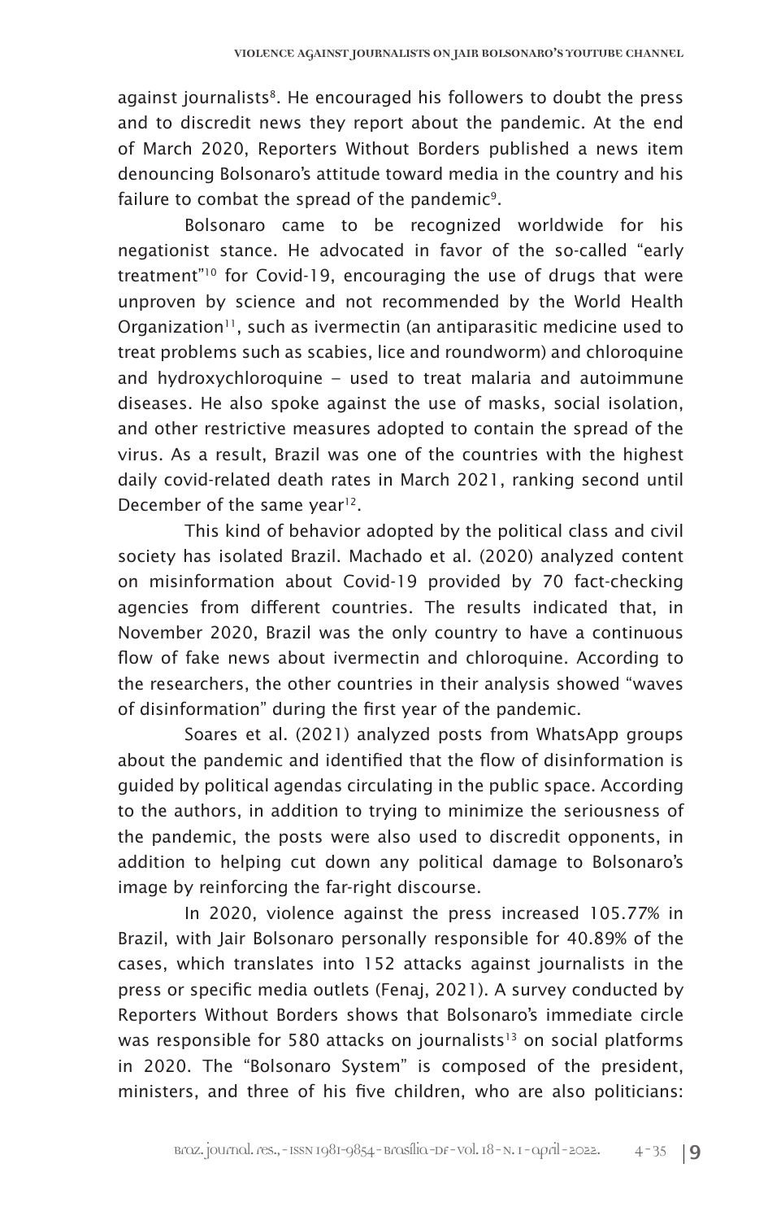against journalists[8]. He encouraged his followers to doubt the press and to discredit news they report about the pandemic. At the end of March 2020, Reporters Without Borders published a news item denouncing Bolsonaro's attitude toward media in the country and his failure to combat the spread of the pandemic[9].

Bolsonaro came to be recognized worldwide for his negationist stance. He advocated in favor of the so-called "early treatment"[10] for Covid-19, encouraging the use of drugs that were unproven by science and not recommended by the World Health Organization[11], such as ivermectin (an antiparasitic medicine used to treat problems such as scabies, lice and roundworm) and chloroquine and hydroxychloroquine – used to treat malaria and autoimmune diseases. He also spoke against the use of masks, social isolation, and other restrictive measures adopted to contain the spread of the virus. As a result, Brazil was one of the countries with the highest daily covid-related death rates in March 2021, ranking second until December of the same year[12].

This kind of behavior adopted by the political class and civil society has isolated Brazil. Machado et al. (2020) analyzed content on misinformation about Covid-19 provided by 70 fact-checking agencies from different countries. The results indicated that, in November 2020, Brazil was the only country to have a continuous flow of fake news about ivermectin and chloroquine. According to the researchers, the other countries in their analysis showed "waves of disinformation" during the first year of the pandemic.

Soares et al. (2021) analyzed posts from WhatsApp groups about the pandemic and identified that the flow of disinformation is guided by political agendas circulating in the public space. According to the authors, in addition to trying to minimize the seriousness of the pandemic, the posts were also used to discredit opponents, in addition to helping cut down any political damage to Bolsonaro's image by reinforcing the far-right discourse.

In 2020, violence against the press increased 105.77% in Brazil, with Jair Bolsonaro personally responsible for 40.89% of the cases, which translates into 152 attacks against journalists in the press or specific media outlets (Fenaj, 2021). A survey conducted by Reporters Without Borders shows that Bolsonaro's immediate circle was responsible for 580 attacks on journalists[13] on social platforms in 2020. The "Bolsonaro System" is composed of the president, ministers, and three of his five children, who are also politicians: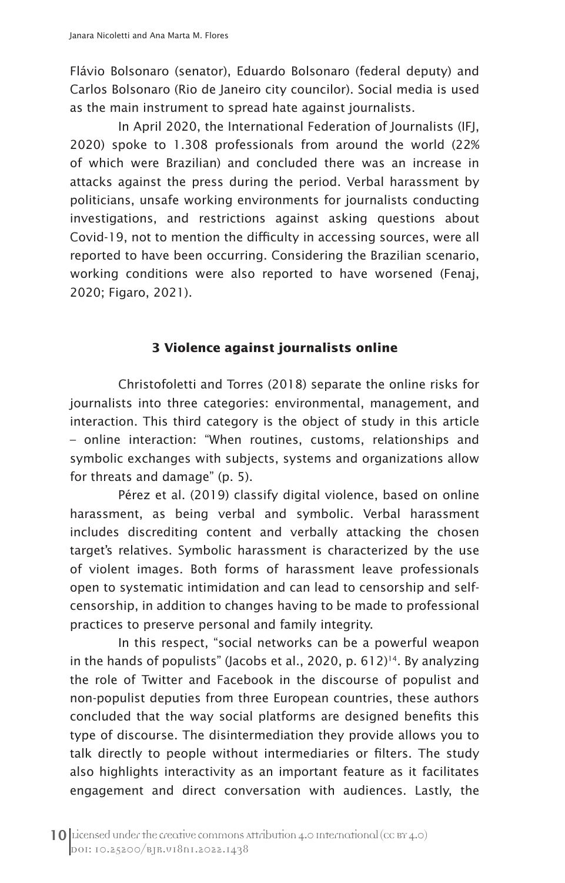Flávio Bolsonaro (senator), Eduardo Bolsonaro (federal deputy) and Carlos Bolsonaro (Rio de Janeiro city councilor). Social media is used as the main instrument to spread hate against journalists.

In April 2020, the International Federation of Journalists (IFJ, 2020) spoke to 1.308 professionals from around the world (22% of which were Brazilian) and concluded there was an increase in attacks against the press during the period. Verbal harassment by politicians, unsafe working environments for journalists conducting investigations, and restrictions against asking questions about Covid-19, not to mention the difficulty in accessing sources, were all reported to have been occurring. Considering the Brazilian scenario, working conditions were also reported to have worsened (Fenaj, 2020; Figaro, 2021).

## 3 Violence against journalists online

Christofoletti and Torres (2018) separate the online risks for journalists into three categories: environmental, management, and interaction. This third category is the object of study in this article – online interaction: "When routines, customs, relationships and symbolic exchanges with subjects, systems and organizations allow for threats and damage" (p. 5).

Pérez et al. (2019) classify digital violence, based on online harassment, as being verbal and symbolic. Verbal harassment includes discrediting content and verbally attacking the chosen target's relatives. Symbolic harassment is characterized by the use of violent images. Both forms of harassment leave professionals open to systematic intimidation and can lead to censorship and self-censorship, in addition to changes having to be made to professional practices to preserve personal and family integrity.

In this respect, "social networks can be a powerful weapon in the hands of populists" (Jacobs et al., 2020, p. 612)[14]. By analyzing the role of Twitter and Facebook in the discourse of populist and non-populist deputies from three European countries, these authors concluded that the way social platforms are designed benefits this type of discourse. The disintermediation they provide allows you to talk directly to people without intermediaries or filters. The study also highlights interactivity as an important feature as it facilitates engagement and direct conversation with audiences. Lastly, the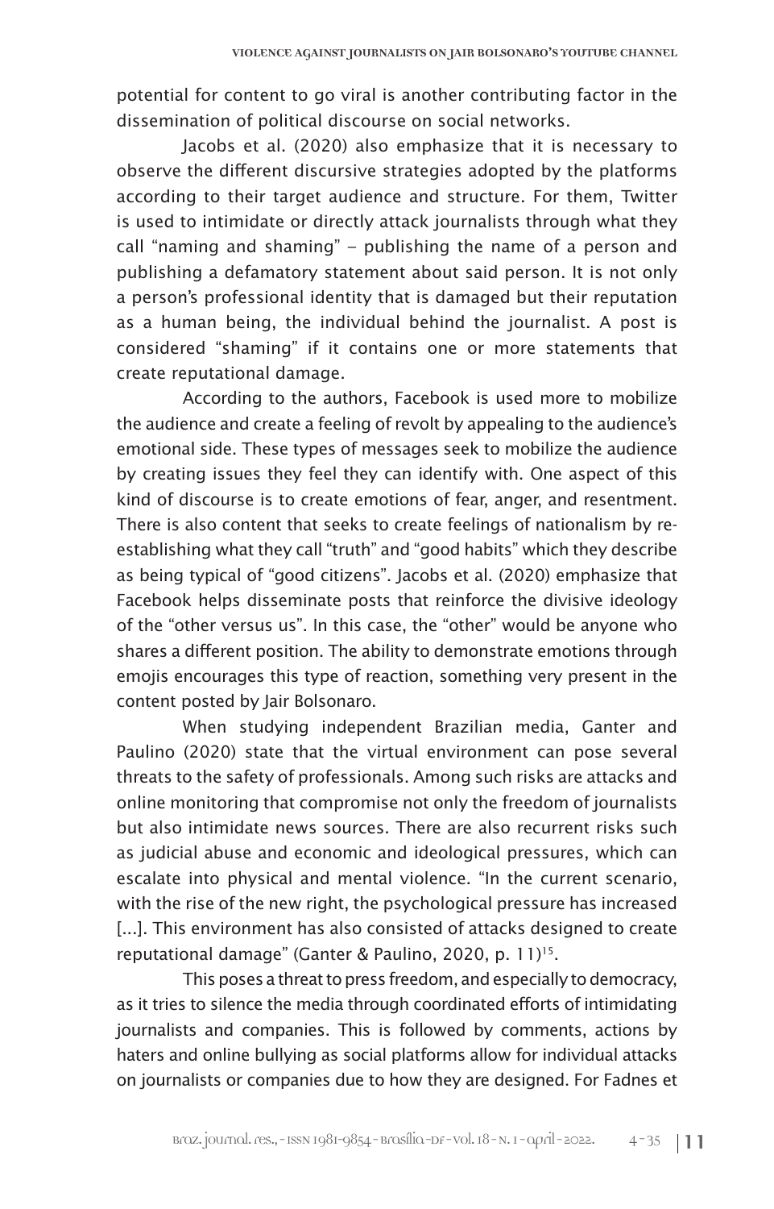potential for content to go viral is another contributing factor in the dissemination of political discourse on social networks.

Jacobs et al. (2020) also emphasize that it is necessary to observe the different discursive strategies adopted by the platforms according to their target audience and structure. For them, Twitter is used to intimidate or directly attack journalists through what they call "naming and shaming" – publishing the name of a person and publishing a defamatory statement about said person. It is not only a person's professional identity that is damaged but their reputation as a human being, the individual behind the journalist. A post is considered "shaming" if it contains one or more statements that create reputational damage.

According to the authors, Facebook is used more to mobilize the audience and create a feeling of revolt by appealing to the audience's emotional side. These types of messages seek to mobilize the audience by creating issues they feel they can identify with. One aspect of this kind of discourse is to create emotions of fear, anger, and resentment. There is also content that seeks to create feelings of nationalism by re-establishing what they call "truth" and "good habits" which they describe as being typical of "good citizens". Jacobs et al. (2020) emphasize that Facebook helps disseminate posts that reinforce the divisive ideology of the "other versus us". In this case, the "other" would be anyone who shares a different position. The ability to demonstrate emotions through emojis encourages this type of reaction, something very present in the content posted by Jair Bolsonaro.

When studying independent Brazilian media, Ganter and Paulino (2020) state that the virtual environment can pose several threats to the safety of professionals. Among such risks are attacks and online monitoring that compromise not only the freedom of journalists but also intimidate news sources. There are also recurrent risks such as judicial abuse and economic and ideological pressures, which can escalate into physical and mental violence. "In the current scenario, with the rise of the new right, the psychological pressure has increased [...]. This environment has also consisted of attacks designed to create reputational damage" (Ganter & Paulino, 2020, p. 11)[15].

This poses a threat to press freedom, and especially to democracy, as it tries to silence the media through coordinated efforts of intimidating journalists and companies. This is followed by comments, actions by haters and online bullying as social platforms allow for individual attacks on journalists or companies due to how they are designed. For Fadnes et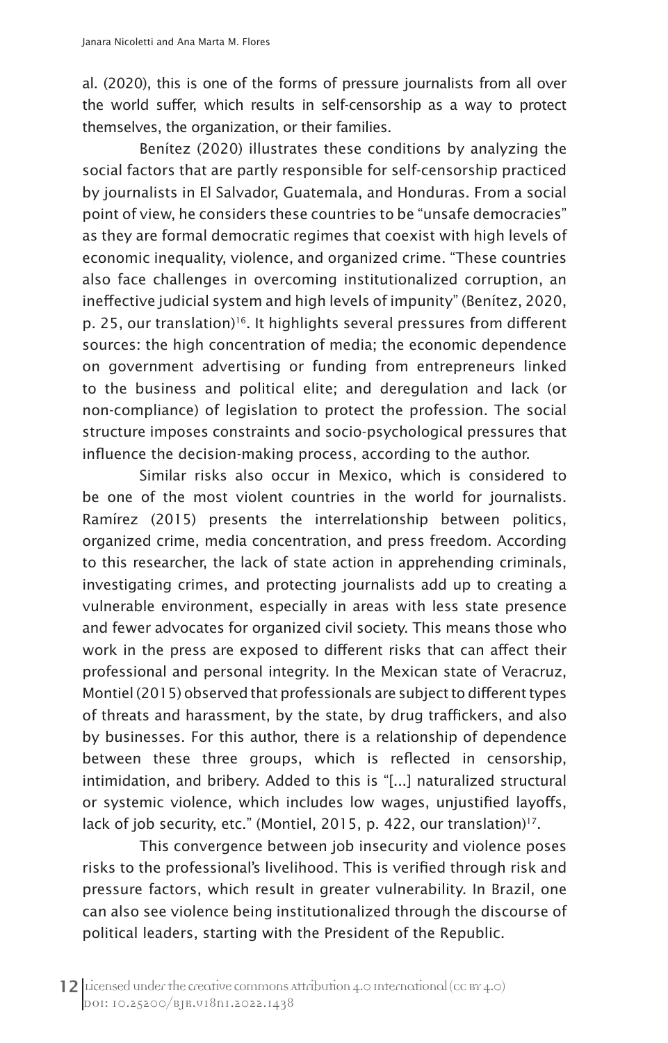al. (2020), this is one of the forms of pressure journalists from all over the world suffer, which results in self-censorship as a way to protect themselves, the organization, or their families.

Benítez (2020) illustrates these conditions by analyzing the social factors that are partly responsible for self-censorship practiced by journalists in El Salvador, Guatemala, and Honduras. From a social point of view, he considers these countries to be "unsafe democracies" as they are formal democratic regimes that coexist with high levels of economic inequality, violence, and organized crime. "These countries also face challenges in overcoming institutionalized corruption, an ineffective judicial system and high levels of impunity" (Benítez, 2020, p. 25, our translation)[16]. It highlights several pressures from different sources: the high concentration of media; the economic dependence on government advertising or funding from entrepreneurs linked to the business and political elite; and deregulation and lack (or non-compliance) of legislation to protect the profession. The social structure imposes constraints and socio-psychological pressures that influence the decision-making process, according to the author.

Similar risks also occur in Mexico, which is considered to be one of the most violent countries in the world for journalists. Ramírez (2015) presents the interrelationship between politics, organized crime, media concentration, and press freedom. According to this researcher, the lack of state action in apprehending criminals, investigating crimes, and protecting journalists add up to creating a vulnerable environment, especially in areas with less state presence and fewer advocates for organized civil society. This means those who work in the press are exposed to different risks that can affect their professional and personal integrity. In the Mexican state of Veracruz, Montiel (2015) observed that professionals are subject to different types of threats and harassment, by the state, by drug traffickers, and also by businesses. For this author, there is a relationship of dependence between these three groups, which is reflected in censorship, intimidation, and bribery. Added to this is "[...] naturalized structural or systemic violence, which includes low wages, unjustified layoffs, lack of job security, etc." (Montiel, 2015, p. 422, our translation)[17].

This convergence between job insecurity and violence poses risks to the professional's livelihood. This is verified through risk and pressure factors, which result in greater vulnerability. In Brazil, one can also see violence being institutionalized through the discourse of political leaders, starting with the President of the Republic.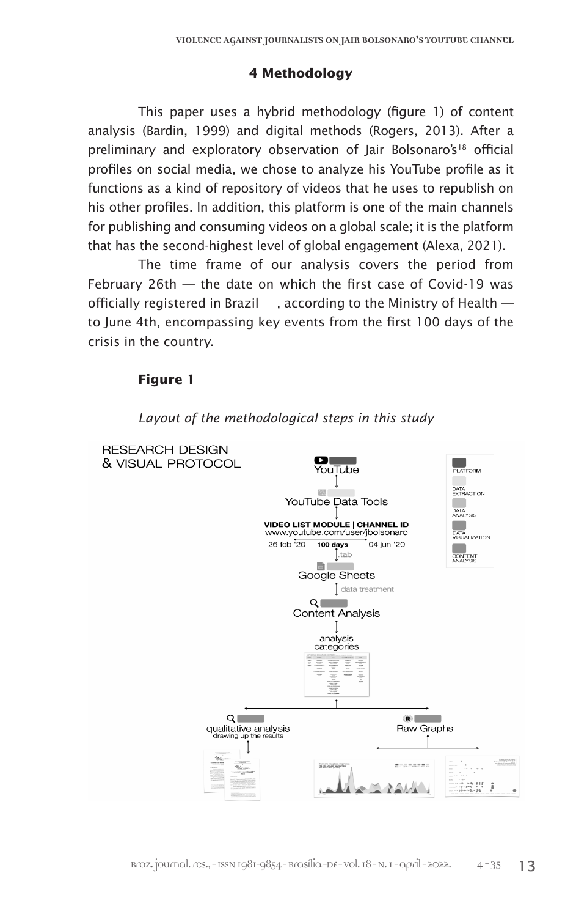## 4 Methodology

This paper uses a hybrid methodology (figure 1) of content analysis (Bardin, 1999) and digital methods (Rogers, 2013). After a preliminary and exploratory observation of Jair Bolsonaro's[18] official profiles on social media, we chose to analyze his YouTube profile as it functions as a kind of repository of videos that he uses to republish on his other profiles. In addition, this platform is one of the main channels for publishing and consuming videos on a global scale; it is the platform that has the second-highest level of global engagement (Alexa, 2021).

The time frame of our analysis covers the period from February 26th — the date on which the first case of Covid-19 was officially registered in Brazil , according to the Ministry of Health — to June 4th, encompassing key events from the first 100 days of the crisis in the country.

**Figure 1**

*Layout of the methodological steps in this study*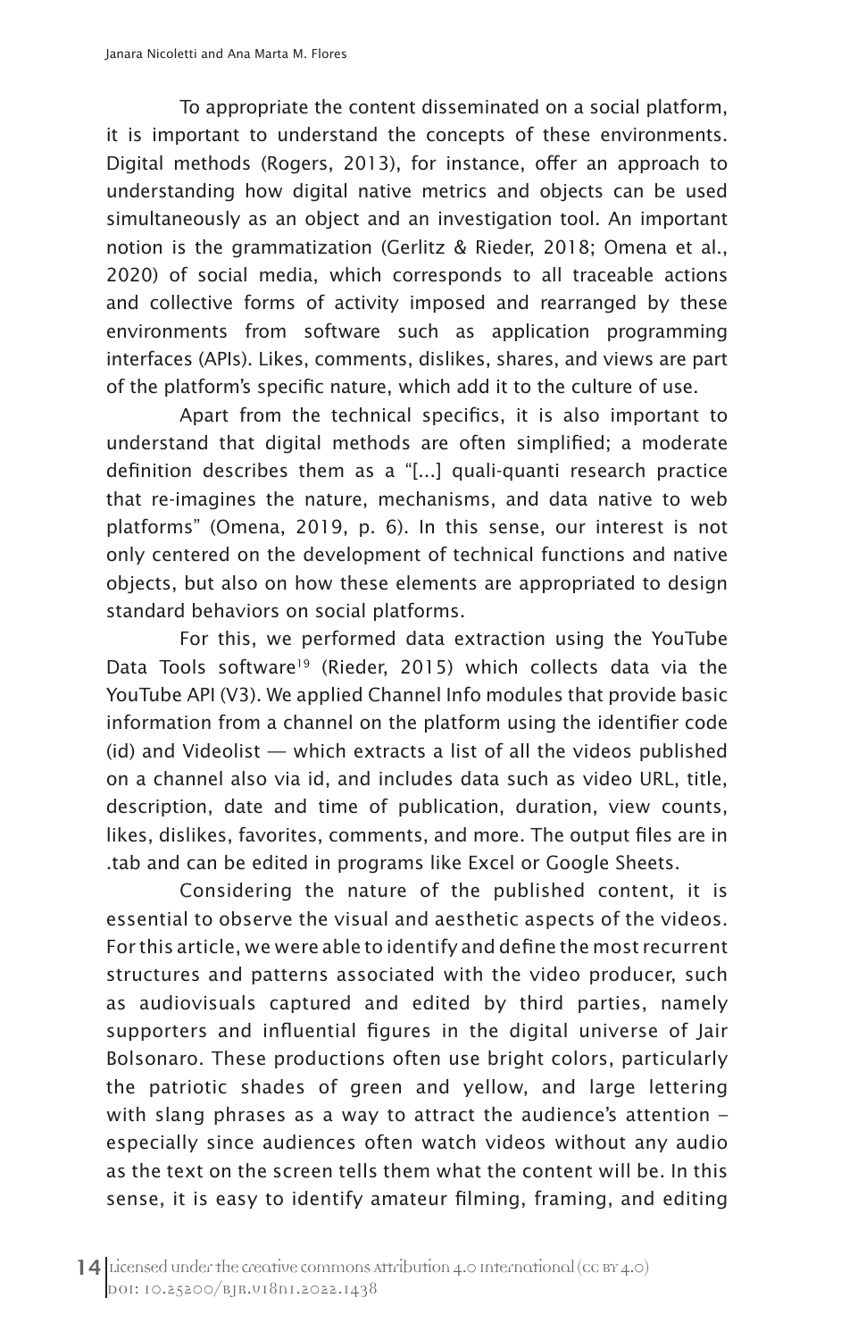To appropriate the content disseminated on a social platform, it is important to understand the concepts of these environments. Digital methods (Rogers, 2013), for instance, offer an approach to understanding how digital native metrics and objects can be used simultaneously as an object and an investigation tool. An important notion is the grammatization (Gerlitz & Rieder, 2018; Omena et al., 2020) of social media, which corresponds to all traceable actions and collective forms of activity imposed and rearranged by these environments from software such as application programming interfaces (APIs). Likes, comments, dislikes, shares, and views are part of the platform's specific nature, which add it to the culture of use.

Apart from the technical specifics, it is also important to understand that digital methods are often simplified; a moderate definition describes them as a "[...] quali-quanti research practice that re-imagines the nature, mechanisms, and data native to web platforms" (Omena, 2019, p. 6). In this sense, our interest is not only centered on the development of technical functions and native objects, but also on how these elements are appropriated to design standard behaviors on social platforms.

For this, we performed data extraction using the YouTube Data Tools software[19] (Rieder, 2015) which collects data via the YouTube API (V3). We applied Channel Info modules that provide basic information from a channel on the platform using the identifier code (id) and Videolist — which extracts a list of all the videos published on a channel also via id, and includes data such as video URL, title, description, date and time of publication, duration, view counts, likes, dislikes, favorites, comments, and more. The output files are in .tab and can be edited in programs like Excel or Google Sheets.

Considering the nature of the published content, it is essential to observe the visual and aesthetic aspects of the videos. For this article, we were able to identify and define the most recurrent structures and patterns associated with the video producer, such as audiovisuals captured and edited by third parties, namely supporters and influential figures in the digital universe of Jair Bolsonaro. These productions often use bright colors, particularly the patriotic shades of green and yellow, and large lettering with slang phrases as a way to attract the audience's attention – especially since audiences often watch videos without any audio as the text on the screen tells them what the content will be. In this sense, it is easy to identify amateur filming, framing, and editing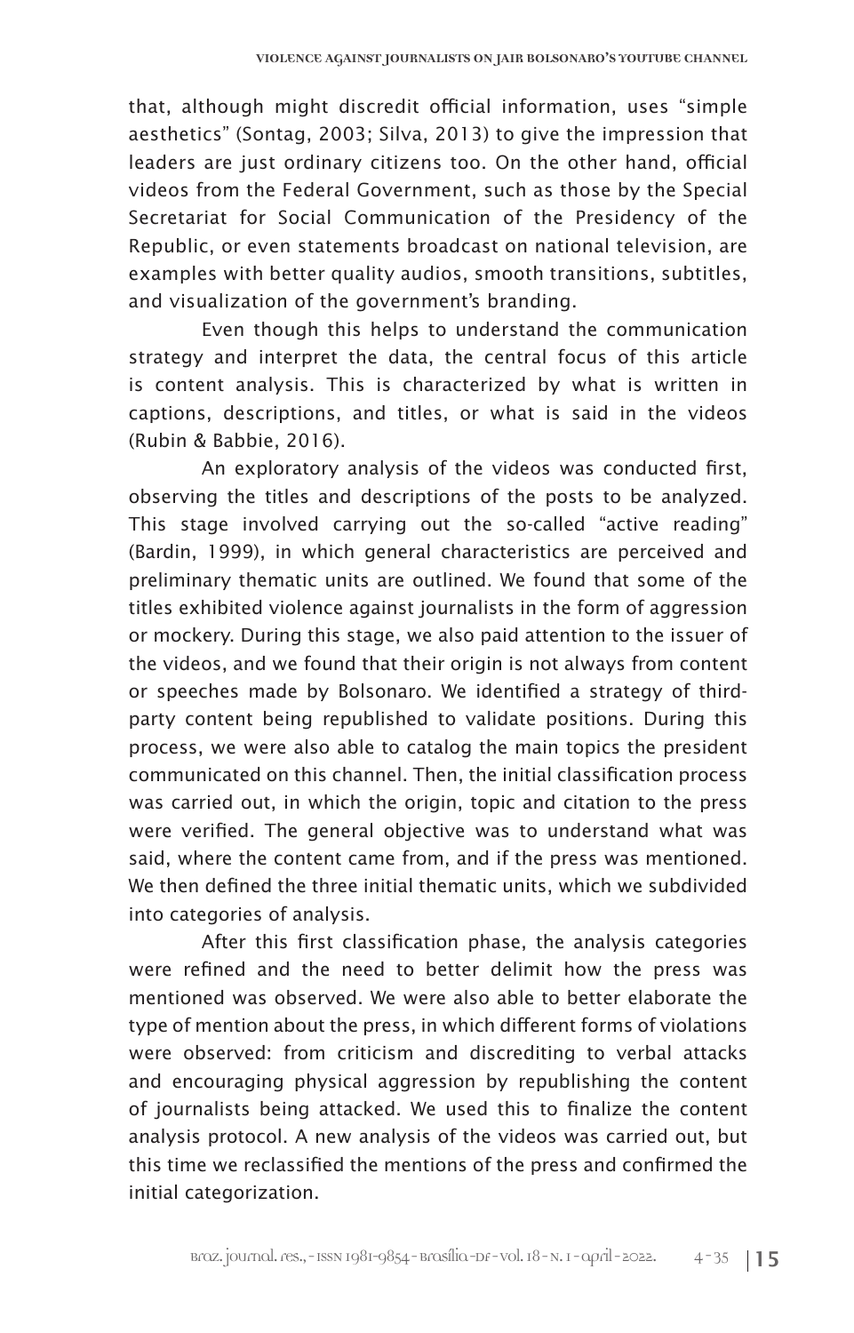that, although might discredit official information, uses "simple aesthetics" (Sontag, 2003; Silva, 2013) to give the impression that leaders are just ordinary citizens too. On the other hand, official videos from the Federal Government, such as those by the Special Secretariat for Social Communication of the Presidency of the Republic, or even statements broadcast on national television, are examples with better quality audios, smooth transitions, subtitles, and visualization of the government's branding.

Even though this helps to understand the communication strategy and interpret the data, the central focus of this article is content analysis. This is characterized by what is written in captions, descriptions, and titles, or what is said in the videos (Rubin & Babbie, 2016).

An exploratory analysis of the videos was conducted first, observing the titles and descriptions of the posts to be analyzed. This stage involved carrying out the so-called "active reading" (Bardin, 1999), in which general characteristics are perceived and preliminary thematic units are outlined. We found that some of the titles exhibited violence against journalists in the form of aggression or mockery. During this stage, we also paid attention to the issuer of the videos, and we found that their origin is not always from content or speeches made by Bolsonaro. We identified a strategy of third-party content being republished to validate positions. During this process, we were also able to catalog the main topics the president communicated on this channel. Then, the initial classification process was carried out, in which the origin, topic and citation to the press were verified. The general objective was to understand what was said, where the content came from, and if the press was mentioned. We then defined the three initial thematic units, which we subdivided into categories of analysis.

After this first classification phase, the analysis categories were refined and the need to better delimit how the press was mentioned was observed. We were also able to better elaborate the type of mention about the press, in which different forms of violations were observed: from criticism and discrediting to verbal attacks and encouraging physical aggression by republishing the content of journalists being attacked. We used this to finalize the content analysis protocol. A new analysis of the videos was carried out, but this time we reclassified the mentions of the press and confirmed the initial categorization.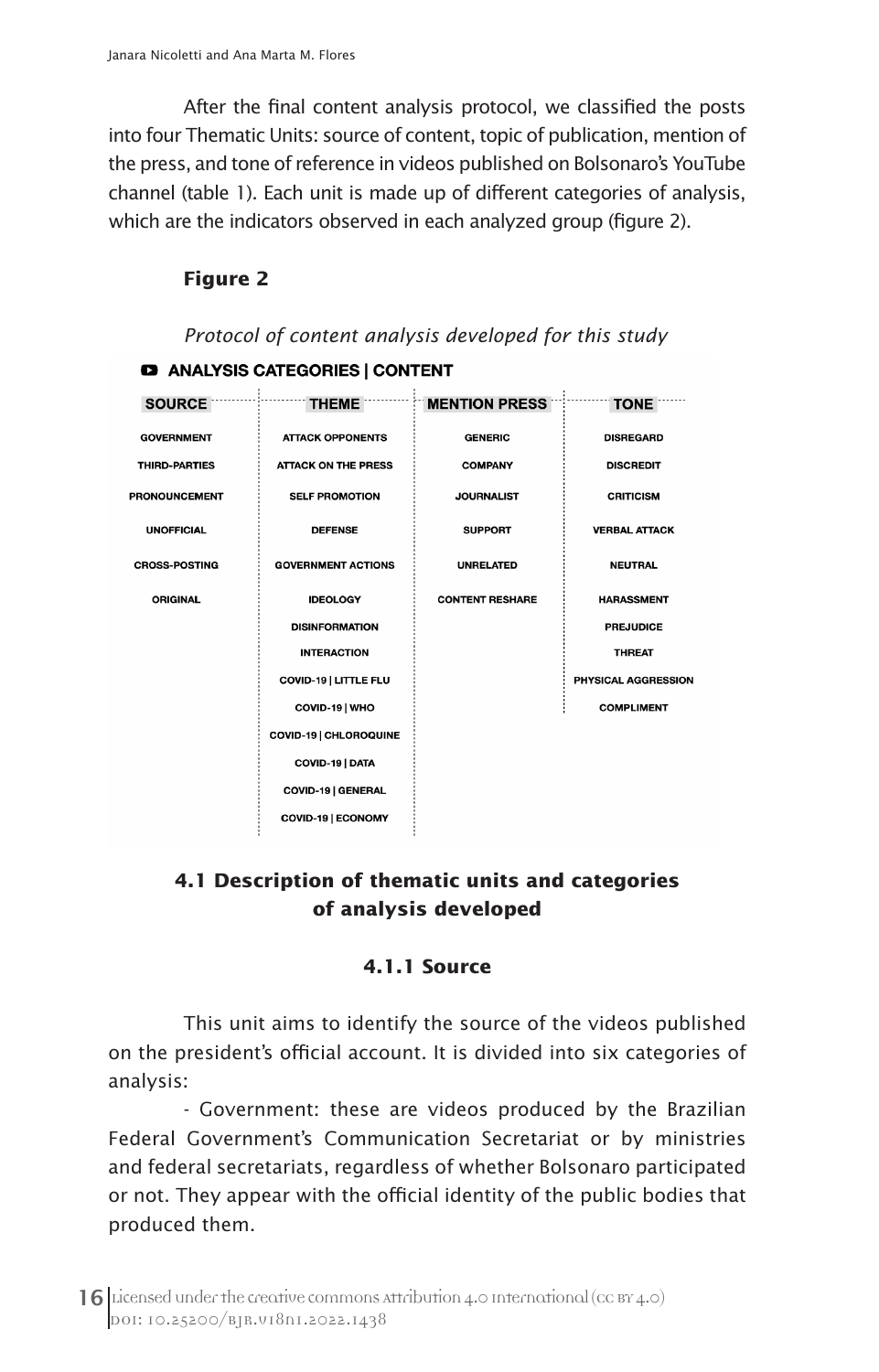After the final content analysis protocol, we classified the posts into four Thematic Units: source of content, topic of publication, mention of the press, and tone of reference in videos published on Bolsonaro's YouTube channel (table 1). Each unit is made up of different categories of analysis, which are the indicators observed in each analyzed group (figure 2).

**Figure 2**

*Protocol of content analysis developed for this study*

**ANALYSIS CATEGORIES | CONTENT**

| SOURCE | THEME | MENTION PRESS | TONE |
|---|---|---|---|
| GOVERNMENT | ATTACK OPPONENTS | GENERIC | DISREGARD |
| THIRD-PARTIES | ATTACK ON THE PRESS | COMPANY | DISCREDIT |
| PRONOUNCEMENT | SELF PROMOTION | JOURNALIST | CRITICISM |
| UNOFFICIAL | DEFENSE | SUPPORT | VERBAL ATTACK |
| CROSS-POSTING | GOVERNMENT ACTIONS | UNRELATED | NEUTRAL |
| ORIGINAL | IDEOLOGY | CONTENT RESHARE | HARASSMENT |
| | DISINFORMATION | | PREJUDICE |
| | INTERACTION | | THREAT |
| | COVID-19 \| LITTLE FLU | | PHYSICAL AGGRESSION |
| | COVID-19 \| WHO | | COMPLIMENT |
| | COVID-19 \| CHLOROQUINE | | |
| | COVID-19 \| DATA | | |
| | COVID-19 \| GENERAL | | |
| | COVID-19 \| ECONOMY | | |

## 4.1 Description of thematic units and categories of analysis developed

### 4.1.1 Source

This unit aims to identify the source of the videos published on the president's official account. It is divided into six categories of analysis:

- Government: these are videos produced by the Brazilian Federal Government's Communication Secretariat or by ministries and federal secretariats, regardless of whether Bolsonaro participated or not. They appear with the official identity of the public bodies that produced them.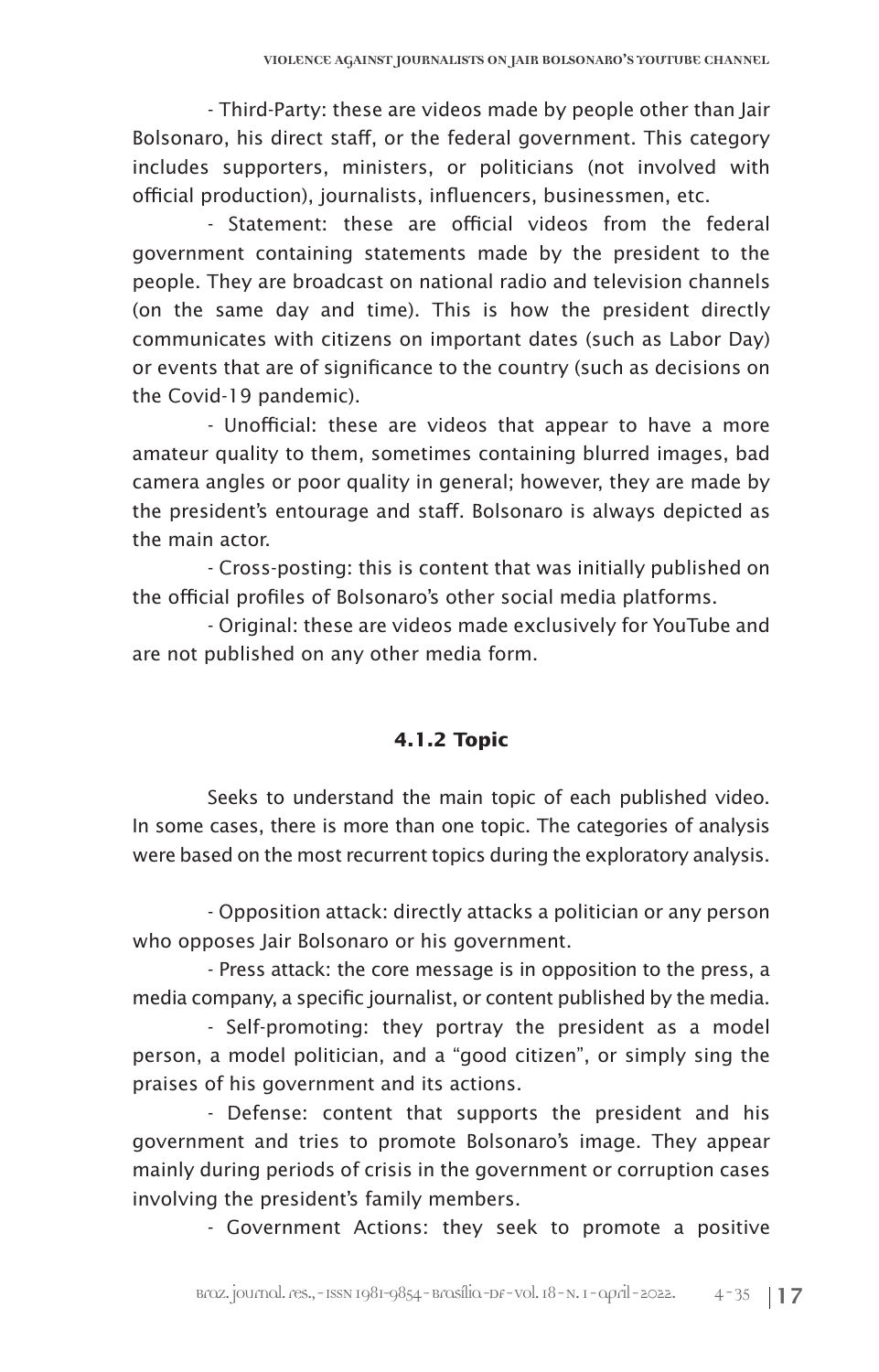- Third-Party: these are videos made by people other than Jair Bolsonaro, his direct staff, or the federal government. This category includes supporters, ministers, or politicians (not involved with official production), journalists, influencers, businessmen, etc.

- Statement: these are official videos from the federal government containing statements made by the president to the people. They are broadcast on national radio and television channels (on the same day and time). This is how the president directly communicates with citizens on important dates (such as Labor Day) or events that are of significance to the country (such as decisions on the Covid-19 pandemic).

- Unofficial: these are videos that appear to have a more amateur quality to them, sometimes containing blurred images, bad camera angles or poor quality in general; however, they are made by the president's entourage and staff. Bolsonaro is always depicted as the main actor.

- Cross-posting: this is content that was initially published on the official profiles of Bolsonaro's other social media platforms.

- Original: these are videos made exclusively for YouTube and are not published on any other media form.

#### 4.1.2 Topic

Seeks to understand the main topic of each published video. In some cases, there is more than one topic. The categories of analysis were based on the most recurrent topics during the exploratory analysis.

- Opposition attack: directly attacks a politician or any person who opposes Jair Bolsonaro or his government.

- Press attack: the core message is in opposition to the press, a media company, a specific journalist, or content published by the media.

- Self-promoting: they portray the president as a model person, a model politician, and a "good citizen", or simply sing the praises of his government and its actions.

- Defense: content that supports the president and his government and tries to promote Bolsonaro's image. They appear mainly during periods of crisis in the government or corruption cases involving the president's family members.

- Government Actions: they seek to promote a positive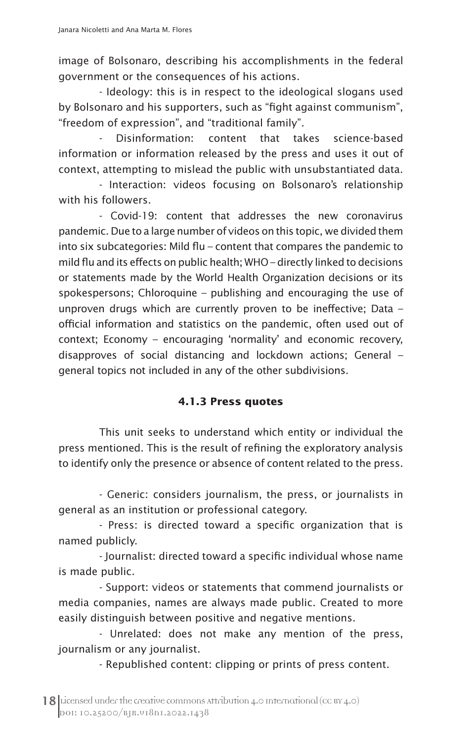image of Bolsonaro, describing his accomplishments in the federal government or the consequences of his actions.

- Ideology: this is in respect to the ideological slogans used by Bolsonaro and his supporters, such as "fight against communism", "freedom of expression", and "traditional family".

- Disinformation: content that takes science-based information or information released by the press and uses it out of context, attempting to mislead the public with unsubstantiated data.

- Interaction: videos focusing on Bolsonaro's relationship with his followers.

- Covid-19: content that addresses the new coronavirus pandemic. Due to a large number of videos on this topic, we divided them into six subcategories: Mild flu – content that compares the pandemic to mild flu and its effects on public health; WHO – directly linked to decisions or statements made by the World Health Organization decisions or its spokespersons; Chloroquine – publishing and encouraging the use of unproven drugs which are currently proven to be ineffective; Data – official information and statistics on the pandemic, often used out of context; Economy – encouraging 'normality' and economic recovery, disapproves of social distancing and lockdown actions; General – general topics not included in any of the other subdivisions.

### 4.1.3 Press quotes

This unit seeks to understand which entity or individual the press mentioned. This is the result of refining the exploratory analysis to identify only the presence or absence of content related to the press.

- Generic: considers journalism, the press, or journalists in general as an institution or professional category.

- Press: is directed toward a specific organization that is named publicly.

- Journalist: directed toward a specific individual whose name is made public.

- Support: videos or statements that commend journalists or media companies, names are always made public. Created to more easily distinguish between positive and negative mentions.

- Unrelated: does not make any mention of the press, journalism or any journalist.

- Republished content: clipping or prints of press content.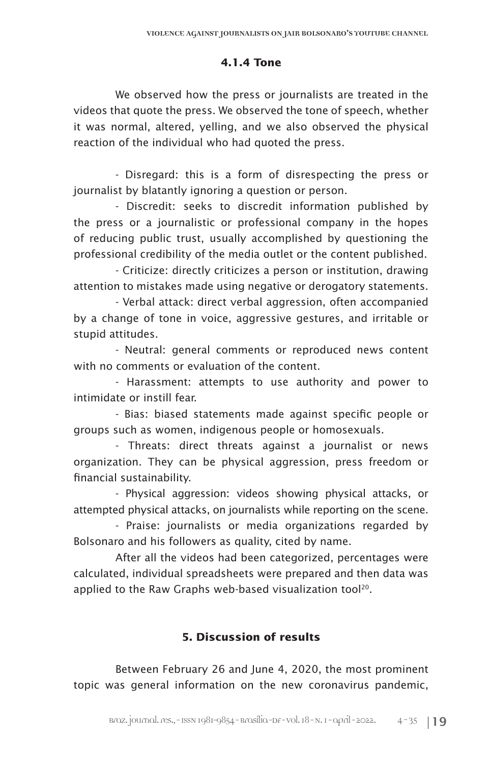#### 4.1.4 Tone

We observed how the press or journalists are treated in the videos that quote the press. We observed the tone of speech, whether it was normal, altered, yelling, and we also observed the physical reaction of the individual who had quoted the press.

- Disregard: this is a form of disrespecting the press or journalist by blatantly ignoring a question or person.
- Discredit: seeks to discredit information published by the press or a journalistic or professional company in the hopes of reducing public trust, usually accomplished by questioning the professional credibility of the media outlet or the content published.
- Criticize: directly criticizes a person or institution, drawing attention to mistakes made using negative or derogatory statements.
- Verbal attack: direct verbal aggression, often accompanied by a change of tone in voice, aggressive gestures, and irritable or stupid attitudes.
- Neutral: general comments or reproduced news content with no comments or evaluation of the content.
- Harassment: attempts to use authority and power to intimidate or instill fear.
- Bias: biased statements made against specific people or groups such as women, indigenous people or homosexuals.
- Threats: direct threats against a journalist or news organization. They can be physical aggression, press freedom or financial sustainability.
- Physical aggression: videos showing physical attacks, or attempted physical attacks, on journalists while reporting on the scene.
- Praise: journalists or media organizations regarded by Bolsonaro and his followers as quality, cited by name.

After all the videos had been categorized, percentages were calculated, individual spreadsheets were prepared and then data was applied to the Raw Graphs web-based visualization tool[20].

## 5. Discussion of results

Between February 26 and June 4, 2020, the most prominent topic was general information on the new coronavirus pandemic,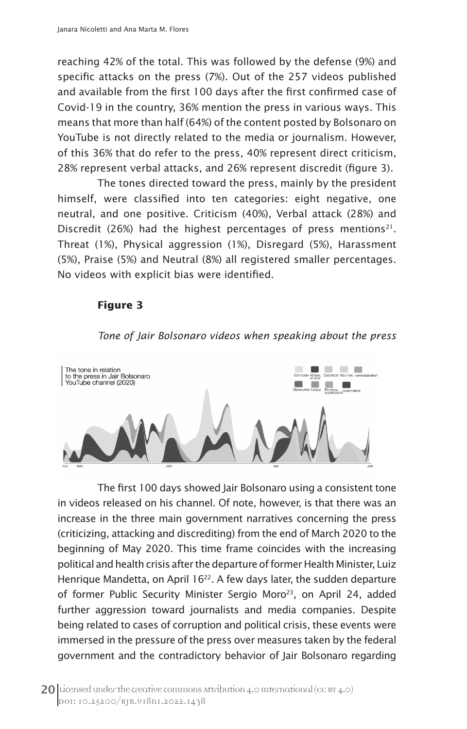reaching 42% of the total. This was followed by the defense (9%) and specific attacks on the press (7%). Out of the 257 videos published and available from the first 100 days after the first confirmed case of Covid-19 in the country, 36% mention the press in various ways. This means that more than half (64%) of the content posted by Bolsonaro on YouTube is not directly related to the media or journalism. However, of this 36% that do refer to the press, 40% represent direct criticism, 28% represent verbal attacks, and 26% represent discredit (figure 3).

The tones directed toward the press, mainly by the president himself, were classified into ten categories: eight negative, one neutral, and one positive. Criticism (40%), Verbal attack (28%) and Discredit (26%) had the highest percentages of press mentions[21]. Threat (1%), Physical aggression (1%), Disregard (5%), Harassment (5%), Praise (5%) and Neutral (8%) all registered smaller percentages. No videos with explicit bias were identified.

**Figure 3**

*Tone of Jair Bolsonaro videos when speaking about the press*

The first 100 days showed Jair Bolsonaro using a consistent tone in videos released on his channel. Of note, however, is that there was an increase in the three main government narratives concerning the press (criticizing, attacking and discrediting) from the end of March 2020 to the beginning of May 2020. This time frame coincides with the increasing political and health crisis after the departure of former Health Minister, Luiz Henrique Mandetta, on April 16[22]. A few days later, the sudden departure of former Public Security Minister Sergio Moro[23], on April 24, added further aggression toward journalists and media companies. Despite being related to cases of corruption and political crisis, these events were immersed in the pressure of the press over measures taken by the federal government and the contradictory behavior of Jair Bolsonaro regarding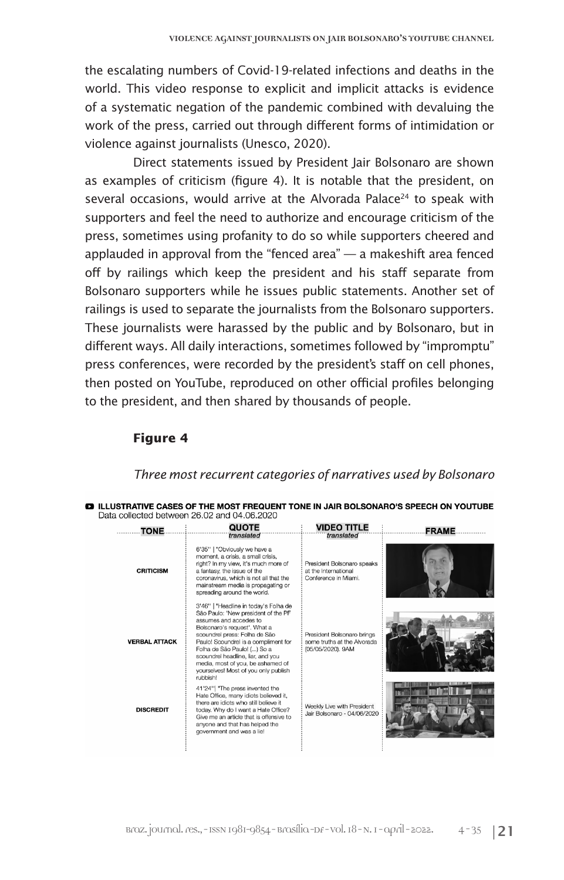the escalating numbers of Covid-19-related infections and deaths in the world. This video response to explicit and implicit attacks is evidence of a systematic negation of the pandemic combined with devaluing the work of the press, carried out through different forms of intimidation or violence against journalists (Unesco, 2020).

Direct statements issued by President Jair Bolsonaro are shown as examples of criticism (figure 4). It is notable that the president, on several occasions, would arrive at the Alvorada Palace[24] to speak with supporters and feel the need to authorize and encourage criticism of the press, sometimes using profanity to do so while supporters cheered and applauded in approval from the "fenced area" — a makeshift area fenced off by railings which keep the president and his staff separate from Bolsonaro supporters while he issues public statements. Another set of railings is used to separate the journalists from the Bolsonaro supporters. These journalists were harassed by the public and by Bolsonaro, but in different ways. All daily interactions, sometimes followed by "impromptu" press conferences, were recorded by the president's staff on cell phones, then posted on YouTube, reproduced on other official profiles belonging to the president, and then shared by thousands of people.

**Figure 4**

*Three most recurrent categories of narratives used by Bolsonaro*

**ILLUSTRATIVE CASES OF THE MOST FREQUENT TONE IN JAIR BOLSONARO'S SPEECH ON YOUTUBE**
Data collected between 26.02 and 04.06.2020

| TONE | QUOTE *translated* | VIDEO TITLE *translated* | FRAME |
|---|---|---|---|
| CRITICISM | 6'35'' \| "Obviously we have a moment, a crisis, a small crisis, right? In my view, it's much more of a fantasy, the issue of the coronavirus, which is not all that the mainstream media is propagating or spreading around the world. | President Bolsonaro speaks at the International Conference in Miami. | |
| VERBAL ATTACK | 3'46'' \| "Headline in today's Folha de São Paulo: 'New president of the PF assumes and accedes to Bolsonaro's request'. What a scoundrel press: Folha de São Paulo! Scoundrel is a compliment for Folha de São Paulo! (...) So a scoundrel headline, liar, and you media, most of you, be ashamed of yourselves! Most of you only publish rubbish! | President Bolsonaro brings some truths at the Alvorada (05/05/2020). 9AM | |
| DISCREDIT | 41'24''\| "The press invented the Hate Office, many idiots believed it, there are idiots who still believe it today. Why do I want a Hate Office? Give me an article that is offensive to anyone and that has helped the government and was a lie! | Weekly Live with President Jair Bolsonaro - 04/06/2020 | |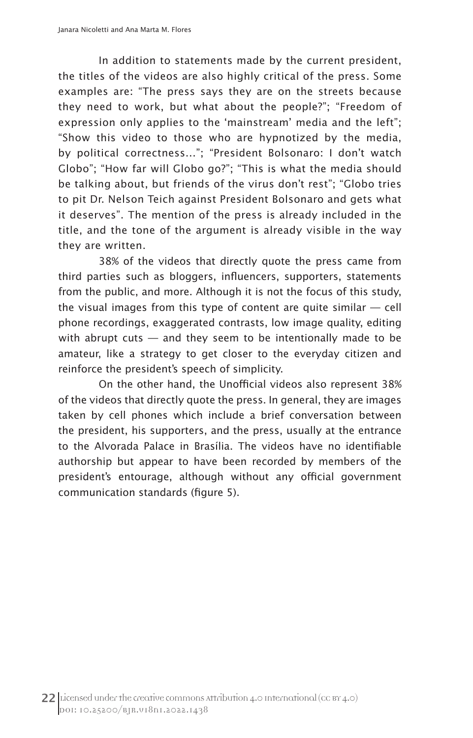In addition to statements made by the current president, the titles of the videos are also highly critical of the press. Some examples are: "The press says they are on the streets because they need to work, but what about the people?"; "Freedom of expression only applies to the 'mainstream' media and the left"; "Show this video to those who are hypnotized by the media, by political correctness..."; "President Bolsonaro: I don't watch Globo"; "How far will Globo go?"; "This is what the media should be talking about, but friends of the virus don't rest"; "Globo tries to pit Dr. Nelson Teich against President Bolsonaro and gets what it deserves". The mention of the press is already included in the title, and the tone of the argument is already visible in the way they are written.

38% of the videos that directly quote the press came from third parties such as bloggers, influencers, supporters, statements from the public, and more. Although it is not the focus of this study, the visual images from this type of content are quite similar — cell phone recordings, exaggerated contrasts, low image quality, editing with abrupt cuts — and they seem to be intentionally made to be amateur, like a strategy to get closer to the everyday citizen and reinforce the president's speech of simplicity.

On the other hand, the Unofficial videos also represent 38% of the videos that directly quote the press. In general, they are images taken by cell phones which include a brief conversation between the president, his supporters, and the press, usually at the entrance to the Alvorada Palace in Brasília. The videos have no identifiable authorship but appear to have been recorded by members of the president's entourage, although without any official government communication standards (figure 5).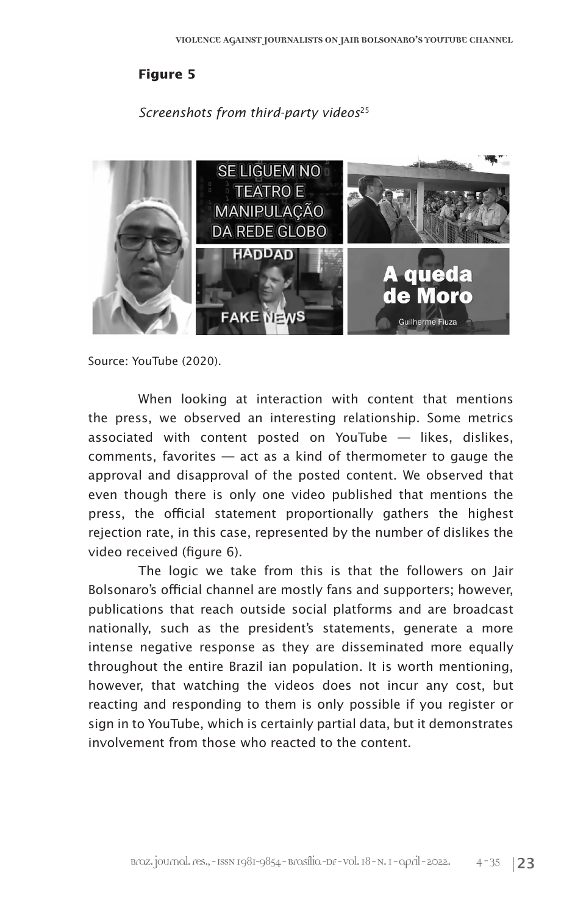**Figure 5**

*Screenshots from third-party videos*[25]

Source: YouTube (2020).

When looking at interaction with content that mentions the press, we observed an interesting relationship. Some metrics associated with content posted on YouTube — likes, dislikes, comments, favorites — act as a kind of thermometer to gauge the approval and disapproval of the posted content. We observed that even though there is only one video published that mentions the press, the official statement proportionally gathers the highest rejection rate, in this case, represented by the number of dislikes the video received (figure 6).

The logic we take from this is that the followers on Jair Bolsonaro's official channel are mostly fans and supporters; however, publications that reach outside social platforms and are broadcast nationally, such as the president's statements, generate a more intense negative response as they are disseminated more equally throughout the entire Brazil ian population. It is worth mentioning, however, that watching the videos does not incur any cost, but reacting and responding to them is only possible if you register or sign in to YouTube, which is certainly partial data, but it demonstrates involvement from those who reacted to the content.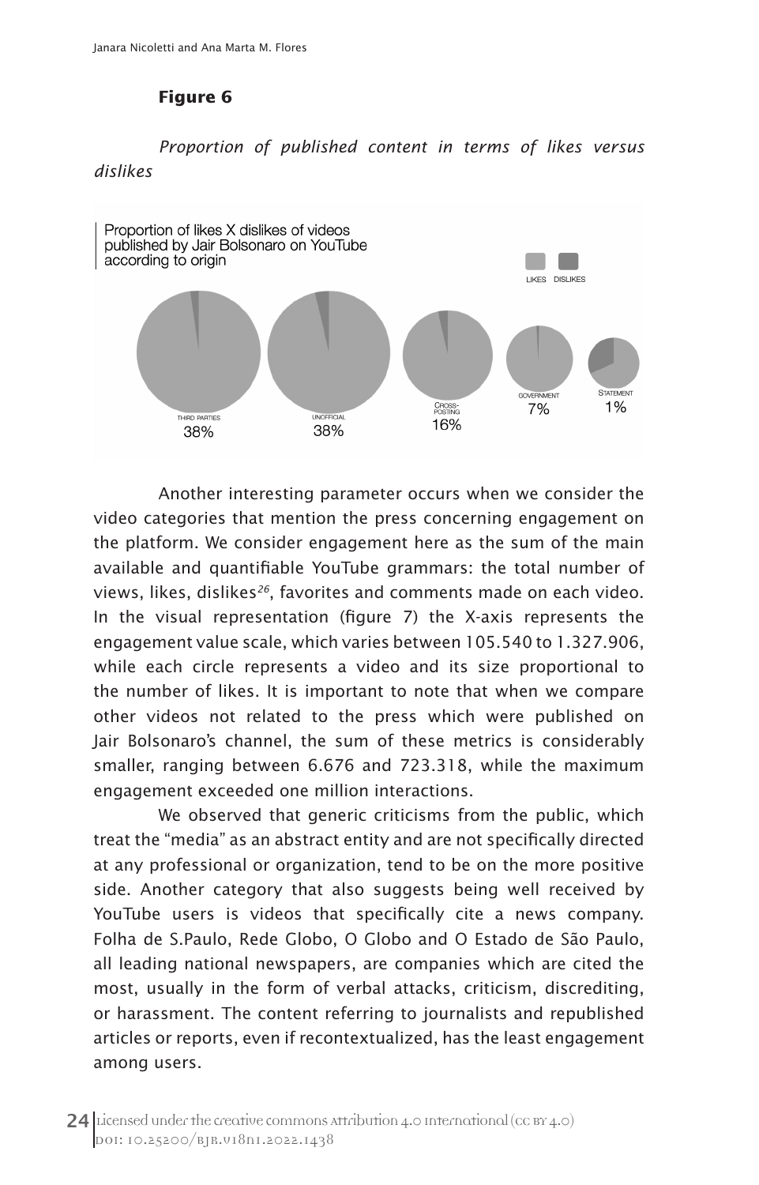**Figure 6**

*Proportion of published content in terms of likes versus dislikes*

Another interesting parameter occurs when we consider the video categories that mention the press concerning engagement on the platform. We consider engagement here as the sum of the main available and quantifiable YouTube grammars: the total number of views, likes, dislikes[26], favorites and comments made on each video. In the visual representation (figure 7) the X-axis represents the engagement value scale, which varies between 105.540 to 1.327.906, while each circle represents a video and its size proportional to the number of likes. It is important to note that when we compare other videos not related to the press which were published on Jair Bolsonaro's channel, the sum of these metrics is considerably smaller, ranging between 6.676 and 723.318, while the maximum engagement exceeded one million interactions.

We observed that generic criticisms from the public, which treat the "media" as an abstract entity and are not specifically directed at any professional or organization, tend to be on the more positive side. Another category that also suggests being well received by YouTube users is videos that specifically cite a news company. Folha de S.Paulo, Rede Globo, O Globo and O Estado de São Paulo, all leading national newspapers, are companies which are cited the most, usually in the form of verbal attacks, criticism, discrediting, or harassment. The content referring to journalists and republished articles or reports, even if recontextualized, has the least engagement among users.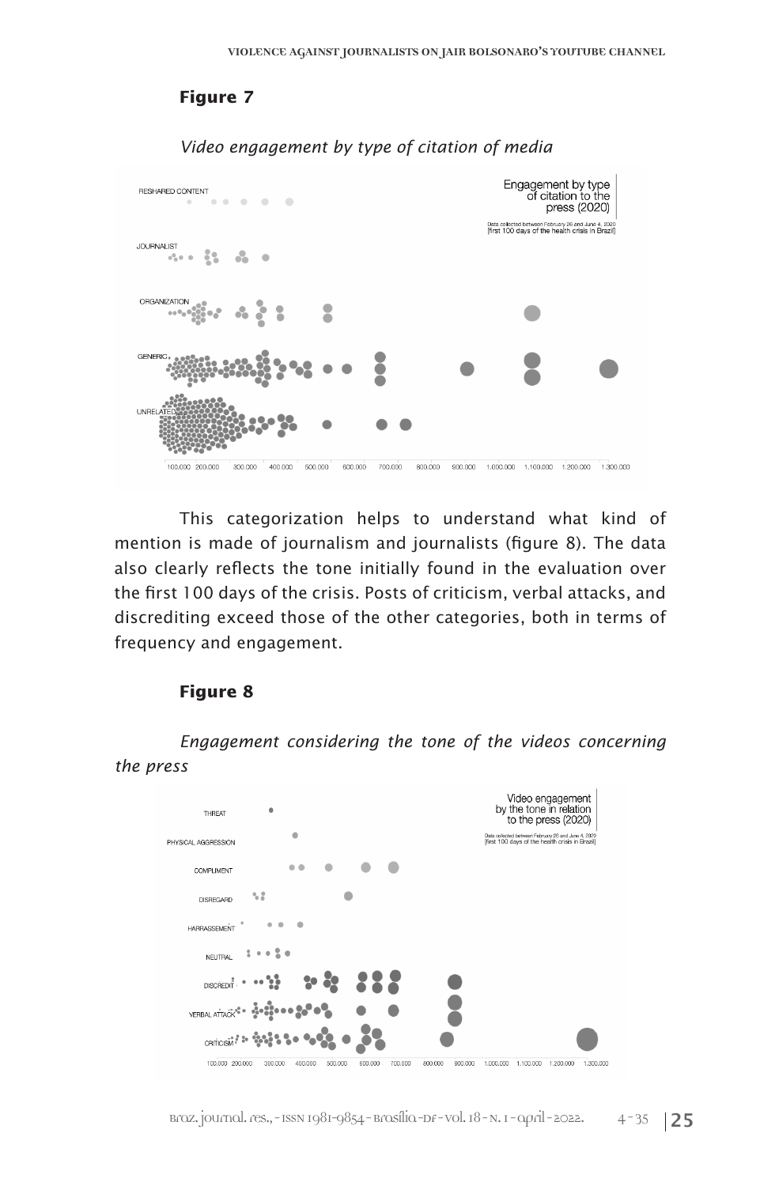**Figure 7**

*Video engagement by type of citation of media*

This categorization helps to understand what kind of mention is made of journalism and journalists (figure 8). The data also clearly reflects the tone initially found in the evaluation over the first 100 days of the crisis. Posts of criticism, verbal attacks, and discrediting exceed those of the other categories, both in terms of frequency and engagement.

**Figure 8**

*Engagement considering the tone of the videos concerning the press*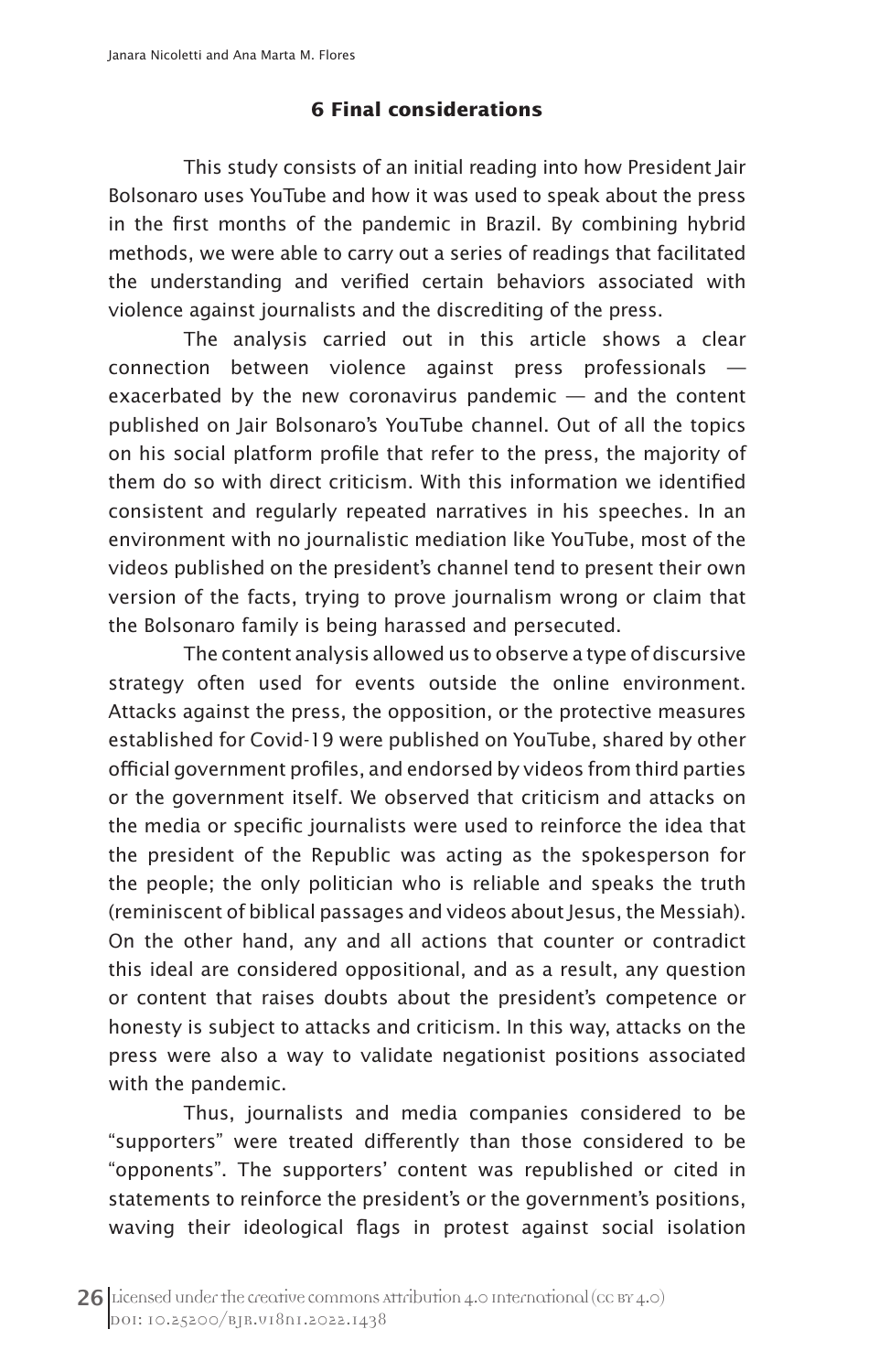## 6 Final considerations

This study consists of an initial reading into how President Jair Bolsonaro uses YouTube and how it was used to speak about the press in the first months of the pandemic in Brazil. By combining hybrid methods, we were able to carry out a series of readings that facilitated the understanding and verified certain behaviors associated with violence against journalists and the discrediting of the press.

The analysis carried out in this article shows a clear connection between violence against press professionals — exacerbated by the new coronavirus pandemic — and the content published on Jair Bolsonaro's YouTube channel. Out of all the topics on his social platform profile that refer to the press, the majority of them do so with direct criticism. With this information we identified consistent and regularly repeated narratives in his speeches. In an environment with no journalistic mediation like YouTube, most of the videos published on the president's channel tend to present their own version of the facts, trying to prove journalism wrong or claim that the Bolsonaro family is being harassed and persecuted.

The content analysis allowed us to observe a type of discursive strategy often used for events outside the online environment. Attacks against the press, the opposition, or the protective measures established for Covid-19 were published on YouTube, shared by other official government profiles, and endorsed by videos from third parties or the government itself. We observed that criticism and attacks on the media or specific journalists were used to reinforce the idea that the president of the Republic was acting as the spokesperson for the people; the only politician who is reliable and speaks the truth (reminiscent of biblical passages and videos about Jesus, the Messiah). On the other hand, any and all actions that counter or contradict this ideal are considered oppositional, and as a result, any question or content that raises doubts about the president's competence or honesty is subject to attacks and criticism. In this way, attacks on the press were also a way to validate negationist positions associated with the pandemic.

Thus, journalists and media companies considered to be "supporters" were treated differently than those considered to be "opponents". The supporters' content was republished or cited in statements to reinforce the president's or the government's positions, waving their ideological flags in protest against social isolation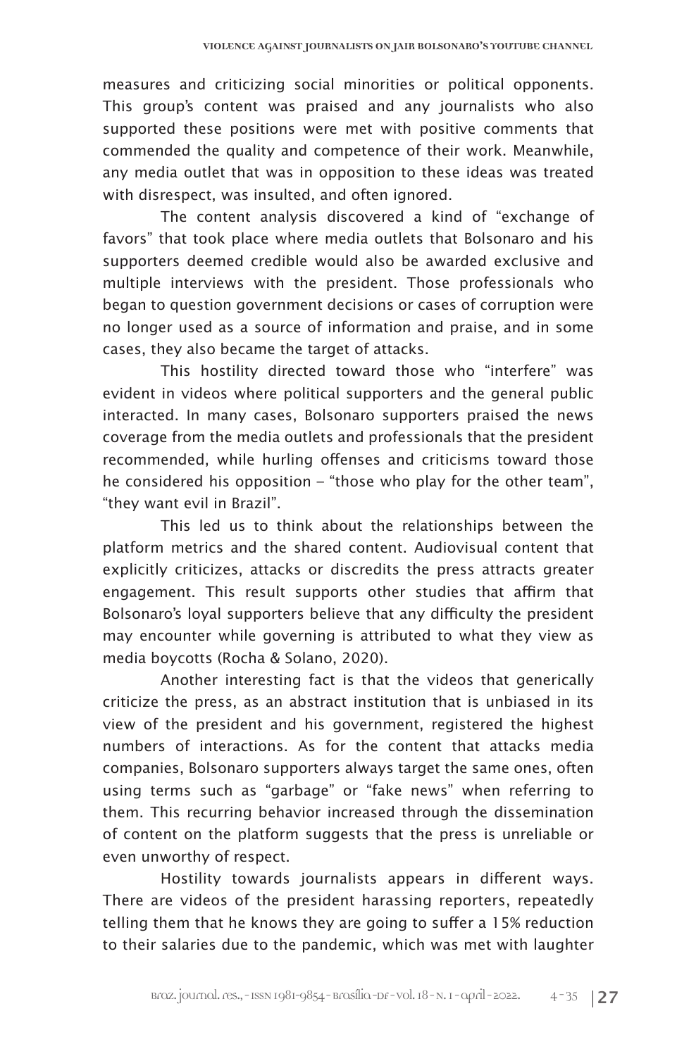measures and criticizing social minorities or political opponents. This group's content was praised and any journalists who also supported these positions were met with positive comments that commended the quality and competence of their work. Meanwhile, any media outlet that was in opposition to these ideas was treated with disrespect, was insulted, and often ignored.

The content analysis discovered a kind of "exchange of favors" that took place where media outlets that Bolsonaro and his supporters deemed credible would also be awarded exclusive and multiple interviews with the president. Those professionals who began to question government decisions or cases of corruption were no longer used as a source of information and praise, and in some cases, they also became the target of attacks.

This hostility directed toward those who "interfere" was evident in videos where political supporters and the general public interacted. In many cases, Bolsonaro supporters praised the news coverage from the media outlets and professionals that the president recommended, while hurling offenses and criticisms toward those he considered his opposition – "those who play for the other team", "they want evil in Brazil".

This led us to think about the relationships between the platform metrics and the shared content. Audiovisual content that explicitly criticizes, attacks or discredits the press attracts greater engagement. This result supports other studies that affirm that Bolsonaro's loyal supporters believe that any difficulty the president may encounter while governing is attributed to what they view as media boycotts (Rocha & Solano, 2020).

Another interesting fact is that the videos that generically criticize the press, as an abstract institution that is unbiased in its view of the president and his government, registered the highest numbers of interactions. As for the content that attacks media companies, Bolsonaro supporters always target the same ones, often using terms such as "garbage" or "fake news" when referring to them. This recurring behavior increased through the dissemination of content on the platform suggests that the press is unreliable or even unworthy of respect.

Hostility towards journalists appears in different ways. There are videos of the president harassing reporters, repeatedly telling them that he knows they are going to suffer a 15% reduction to their salaries due to the pandemic, which was met with laughter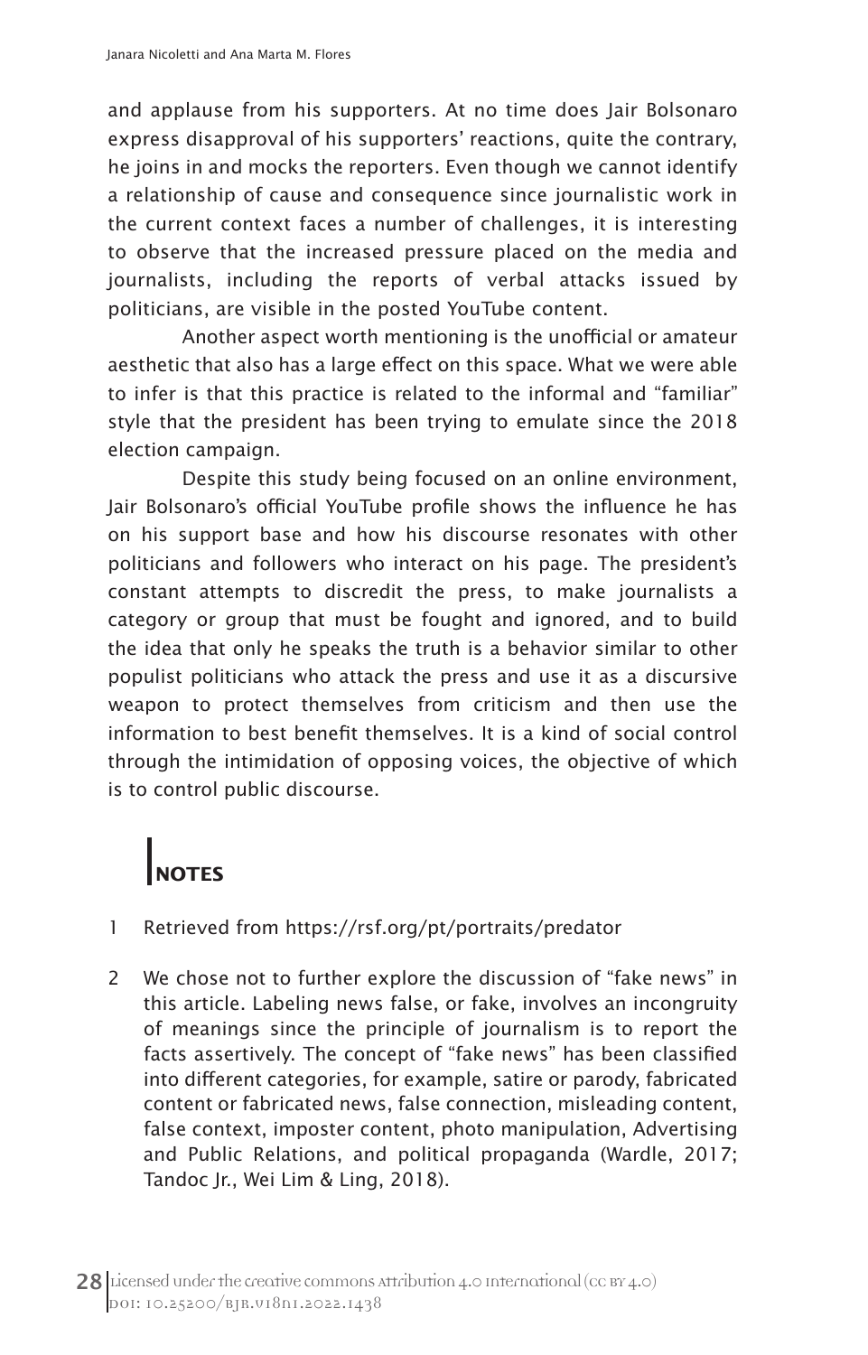and applause from his supporters. At no time does Jair Bolsonaro express disapproval of his supporters' reactions, quite the contrary, he joins in and mocks the reporters. Even though we cannot identify a relationship of cause and consequence since journalistic work in the current context faces a number of challenges, it is interesting to observe that the increased pressure placed on the media and journalists, including the reports of verbal attacks issued by politicians, are visible in the posted YouTube content.

Another aspect worth mentioning is the unofficial or amateur aesthetic that also has a large effect on this space. What we were able to infer is that this practice is related to the informal and "familiar" style that the president has been trying to emulate since the 2018 election campaign.

Despite this study being focused on an online environment, Jair Bolsonaro's official YouTube profile shows the influence he has on his support base and how his discourse resonates with other politicians and followers who interact on his page. The president's constant attempts to discredit the press, to make journalists a category or group that must be fought and ignored, and to build the idea that only he speaks the truth is a behavior similar to other populist politicians who attack the press and use it as a discursive weapon to protect themselves from criticism and then use the information to best benefit themselves. It is a kind of social control through the intimidation of opposing voices, the objective of which is to control public discourse.

## NOTES

1. Retrieved from https://rsf.org/pt/portraits/predator

2. We chose not to further explore the discussion of "fake news" in this article. Labeling news false, or fake, involves an incongruity of meanings since the principle of journalism is to report the facts assertively. The concept of "fake news" has been classified into different categories, for example, satire or parody, fabricated content or fabricated news, false connection, misleading content, false context, imposter content, photo manipulation, Advertising and Public Relations, and political propaganda (Wardle, 2017; Tandoc Jr., Wei Lim & Ling, 2018).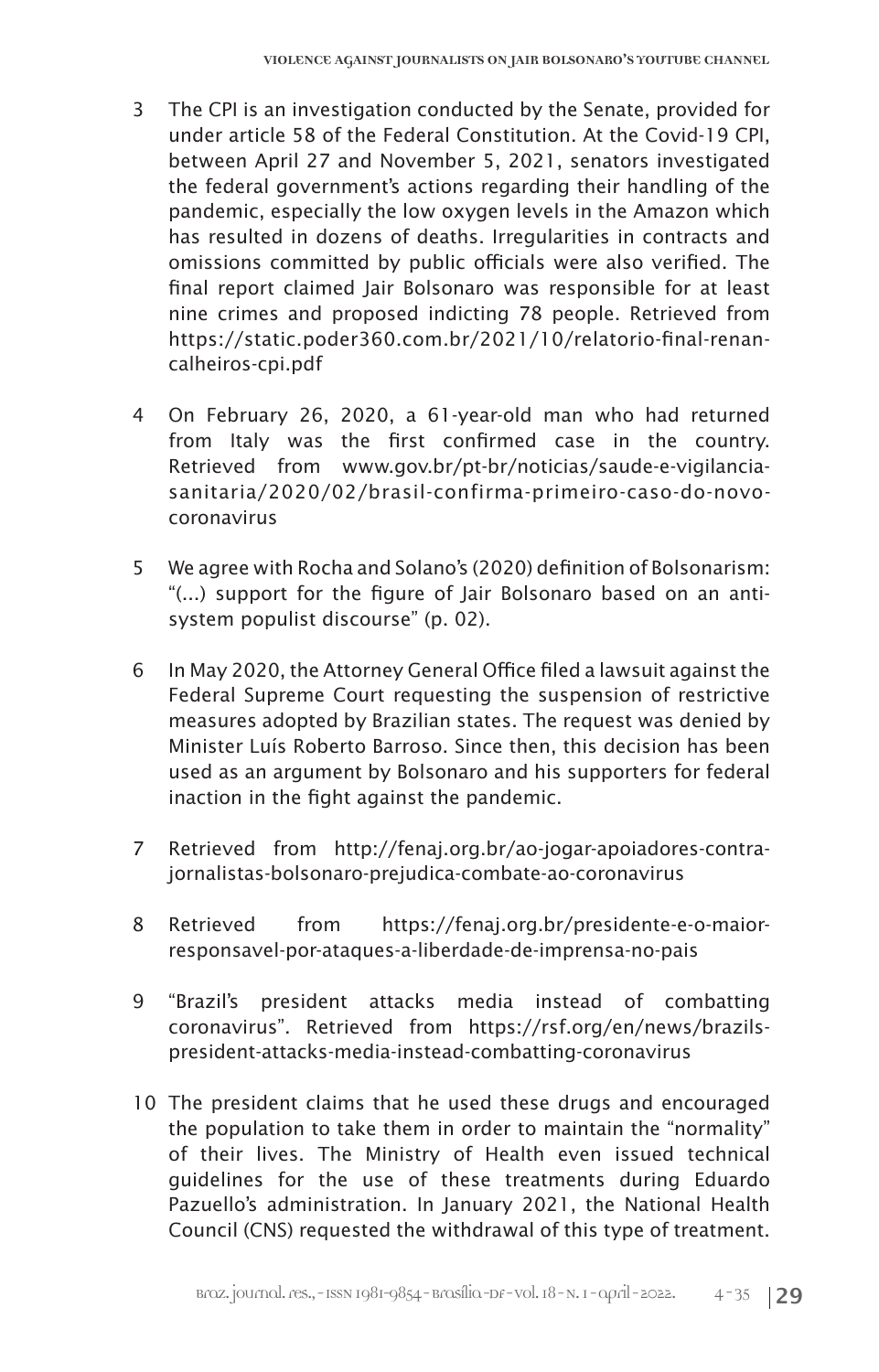3 The CPI is an investigation conducted by the Senate, provided for under article 58 of the Federal Constitution. At the Covid-19 CPI, between April 27 and November 5, 2021, senators investigated the federal government's actions regarding their handling of the pandemic, especially the low oxygen levels in the Amazon which has resulted in dozens of deaths. Irregularities in contracts and omissions committed by public officials were also verified. The final report claimed Jair Bolsonaro was responsible for at least nine crimes and proposed indicting 78 people. Retrieved from https://static.poder360.com.br/2021/10/relatorio-final-renan-calheiros-cpi.pdf

4 On February 26, 2020, a 61-year-old man who had returned from Italy was the first confirmed case in the country. Retrieved from www.gov.br/pt-br/noticias/saude-e-vigilancia-sanitaria/2020/02/brasil-confirma-primeiro-caso-do-novo-coronavirus

5 We agree with Rocha and Solano's (2020) definition of Bolsonarism: "(...) support for the figure of Jair Bolsonaro based on an anti-system populist discourse" (p. 02).

6 In May 2020, the Attorney General Office filed a lawsuit against the Federal Supreme Court requesting the suspension of restrictive measures adopted by Brazilian states. The request was denied by Minister Luís Roberto Barroso. Since then, this decision has been used as an argument by Bolsonaro and his supporters for federal inaction in the fight against the pandemic.

7 Retrieved from http://fenaj.org.br/ao-jogar-apoiadores-contra-jornalistas-bolsonaro-prejudica-combate-ao-coronavirus

8 Retrieved from https://fenaj.org.br/presidente-e-o-maior-responsavel-por-ataques-a-liberdade-de-imprensa-no-pais

9 "Brazil's president attacks media instead of combatting coronavirus". Retrieved from https://rsf.org/en/news/brazils-president-attacks-media-instead-combatting-coronavirus

10 The president claims that he used these drugs and encouraged the population to take them in order to maintain the "normality" of their lives. The Ministry of Health even issued technical guidelines for the use of these treatments during Eduardo Pazuello's administration. In January 2021, the National Health Council (CNS) requested the withdrawal of this type of treatment.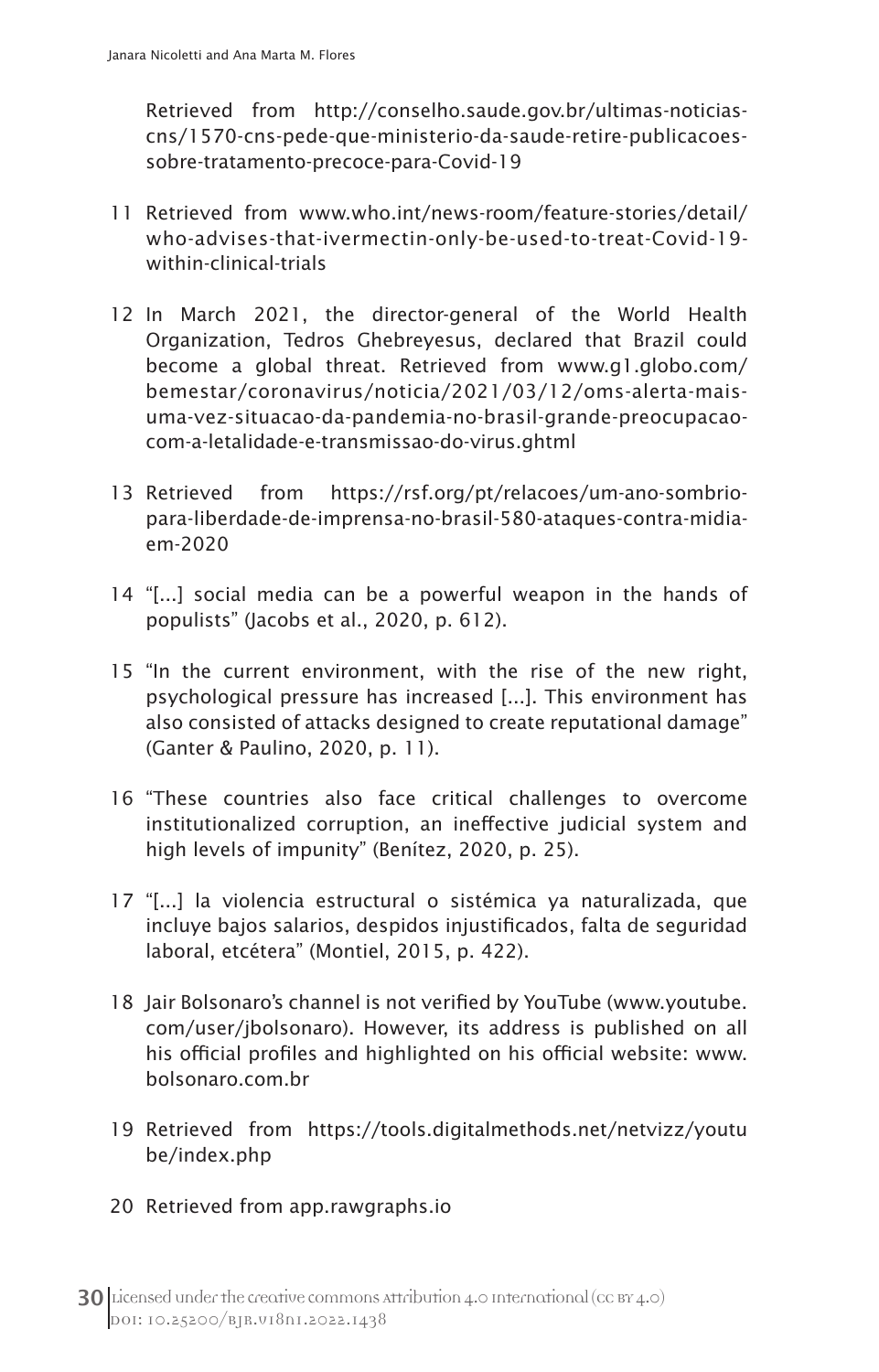Retrieved from http://conselho.saude.gov.br/ultimas-noticias-cns/1570-cns-pede-que-ministerio-da-saude-retire-publicacoes-sobre-tratamento-precoce-para-Covid-19

11 Retrieved from www.who.int/news-room/feature-stories/detail/who-advises-that-ivermectin-only-be-used-to-treat-Covid-19-within-clinical-trials

12 In March 2021, the director-general of the World Health Organization, Tedros Ghebreyesus, declared that Brazil could become a global threat. Retrieved from www.g1.globo.com/bemestar/coronavirus/noticia/2021/03/12/oms-alerta-mais-uma-vez-situacao-da-pandemia-no-brasil-grande-preocupacao-com-a-letalidade-e-transmissao-do-virus.ghtml

13 Retrieved from https://rsf.org/pt/relacoes/um-ano-sombrio-para-liberdade-de-imprensa-no-brasil-580-ataques-contra-midia-em-2020

14 "[...] social media can be a powerful weapon in the hands of populists" (Jacobs et al., 2020, p. 612).

15 "In the current environment, with the rise of the new right, psychological pressure has increased [...]. This environment has also consisted of attacks designed to create reputational damage" (Ganter & Paulino, 2020, p. 11).

16 "These countries also face critical challenges to overcome institutionalized corruption, an ineffective judicial system and high levels of impunity" (Benítez, 2020, p. 25).

17 "[...] la violencia estructural o sistémica ya naturalizada, que incluye bajos salarios, despidos injustificados, falta de seguridad laboral, etcétera" (Montiel, 2015, p. 422).

18 Jair Bolsonaro's channel is not verified by YouTube (www.youtube.com/user/jbolsonaro). However, its address is published on all his official profiles and highlighted on his official website: www.bolsonaro.com.br

19 Retrieved from https://tools.digitalmethods.net/netvizz/youtube/index.php

20 Retrieved from app.rawgraphs.io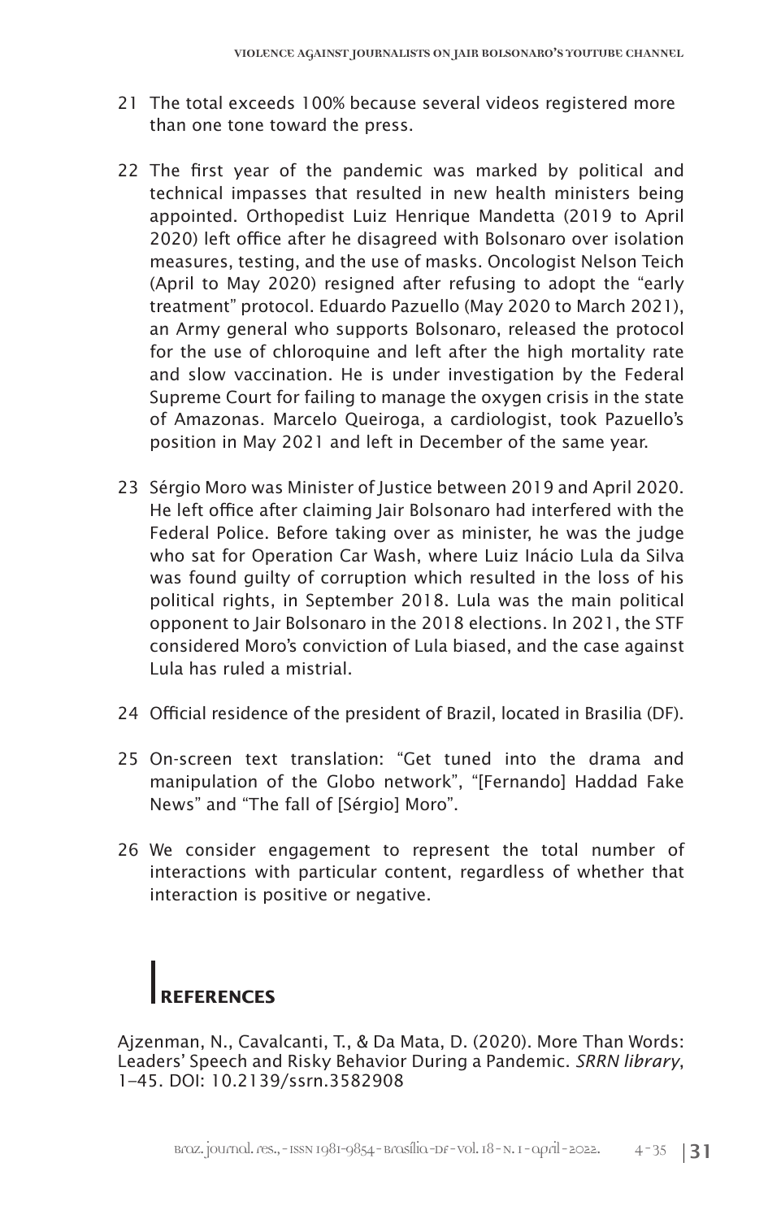21 The total exceeds 100% because several videos registered more than one tone toward the press.

22 The first year of the pandemic was marked by political and technical impasses that resulted in new health ministers being appointed. Orthopedist Luiz Henrique Mandetta (2019 to April 2020) left office after he disagreed with Bolsonaro over isolation measures, testing, and the use of masks. Oncologist Nelson Teich (April to May 2020) resigned after refusing to adopt the "early treatment" protocol. Eduardo Pazuello (May 2020 to March 2021), an Army general who supports Bolsonaro, released the protocol for the use of chloroquine and left after the high mortality rate and slow vaccination. He is under investigation by the Federal Supreme Court for failing to manage the oxygen crisis in the state of Amazonas. Marcelo Queiroga, a cardiologist, took Pazuello's position in May 2021 and left in December of the same year.

23 Sérgio Moro was Minister of Justice between 2019 and April 2020. He left office after claiming Jair Bolsonaro had interfered with the Federal Police. Before taking over as minister, he was the judge who sat for Operation Car Wash, where Luiz Inácio Lula da Silva was found guilty of corruption which resulted in the loss of his political rights, in September 2018. Lula was the main political opponent to Jair Bolsonaro in the 2018 elections. In 2021, the STF considered Moro's conviction of Lula biased, and the case against Lula has ruled a mistrial.

24 Official residence of the president of Brazil, located in Brasilia (DF).

25 On-screen text translation: "Get tuned into the drama and manipulation of the Globo network", "[Fernando] Haddad Fake News" and "The fall of [Sérgio] Moro".

26 We consider engagement to represent the total number of interactions with particular content, regardless of whether that interaction is positive or negative.

## REFERENCES

Ajzenman, N., Cavalcanti, T., & Da Mata, D. (2020). More Than Words: Leaders' Speech and Risky Behavior During a Pandemic. *SRRN library*, 1–45. DOI: 10.2139/ssrn.3582908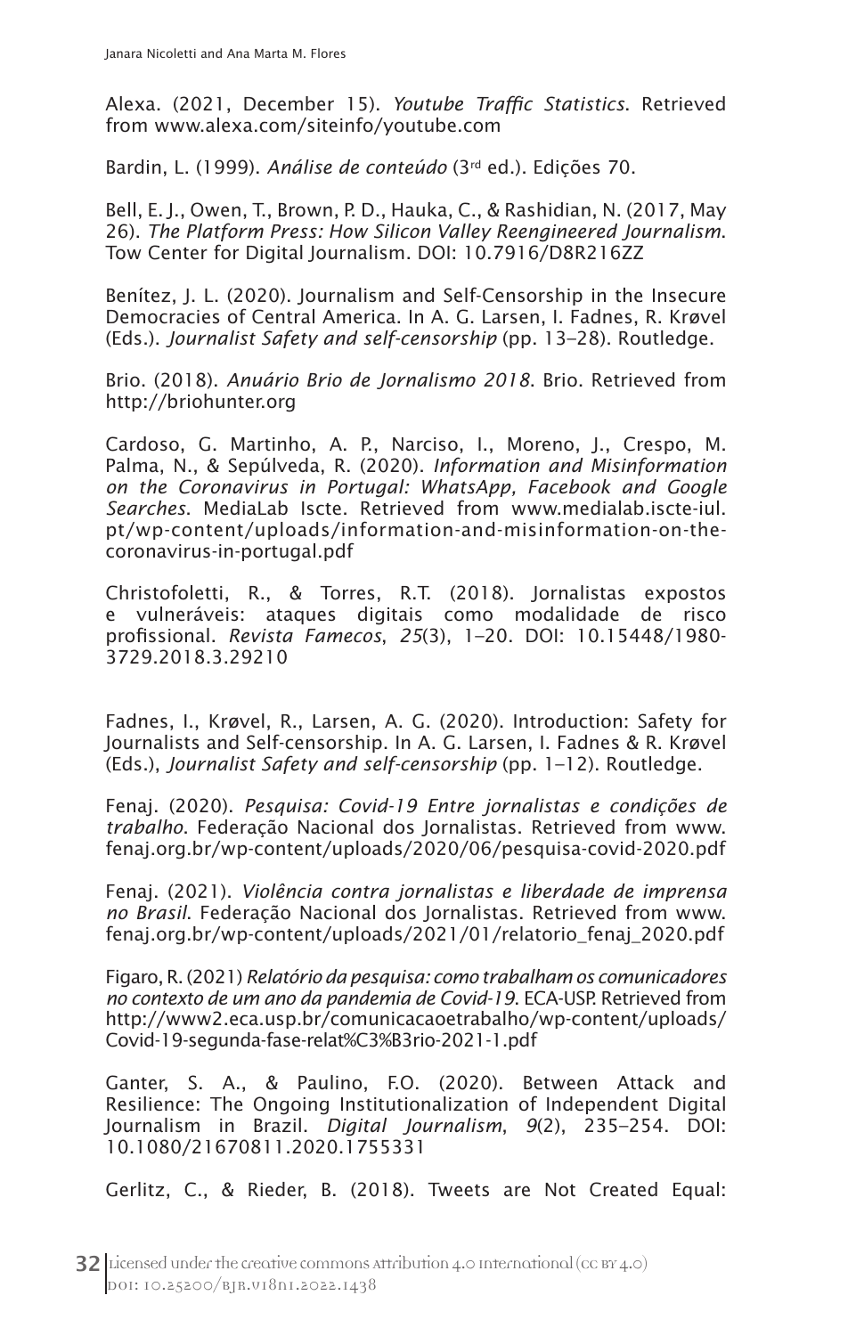Alexa. (2021, December 15). *Youtube Traffic Statistics*. Retrieved from www.alexa.com/siteinfo/youtube.com

Bardin, L. (1999). *Análise de conteúdo* (3rd ed.). Edições 70.

Bell, E. J., Owen, T., Brown, P. D., Hauka, C., & Rashidian, N. (2017, May 26). *The Platform Press: How Silicon Valley Reengineered Journalism*. Tow Center for Digital Journalism. DOI: 10.7916/D8R216ZZ

Benítez, J. L. (2020). Journalism and Self-Censorship in the Insecure Democracies of Central America. In A. G. Larsen, I. Fadnes, R. Krøvel (Eds.). *Journalist Safety and self-censorship* (pp. 13–28). Routledge.

Brio. (2018). *Anuário Brio de Jornalismo 2018*. Brio. Retrieved from http://briohunter.org

Cardoso, G. Martinho, A. P., Narciso, I., Moreno, J., Crespo, M. Palma, N., & Sepúlveda, R. (2020). *Information and Misinformation on the Coronavirus in Portugal: WhatsApp, Facebook and Google Searches*. MediaLab Iscte. Retrieved from www.medialab.iscte-iul.pt/wp-content/uploads/information-and-misinformation-on-the-coronavirus-in-portugal.pdf

Christofoletti, R., & Torres, R.T. (2018). Jornalistas expostos e vulneráveis: ataques digitais como modalidade de risco profissional. *Revista Famecos*, *25*(3), 1–20. DOI: 10.15448/1980-3729.2018.3.29210

Fadnes, I., Krøvel, R., Larsen, A. G. (2020). Introduction: Safety for Journalists and Self-censorship. In A. G. Larsen, I. Fadnes & R. Krøvel (Eds.), *Journalist Safety and self-censorship* (pp. 1–12). Routledge.

Fenaj. (2020). *Pesquisa: Covid-19 Entre jornalistas e condições de trabalho*. Federação Nacional dos Jornalistas. Retrieved from www.fenaj.org.br/wp-content/uploads/2020/06/pesquisa-covid-2020.pdf

Fenaj. (2021). *Violência contra jornalistas e liberdade de imprensa no Brasil*. Federação Nacional dos Jornalistas. Retrieved from www.fenaj.org.br/wp-content/uploads/2021/01/relatorio_fenaj_2020.pdf

Figaro, R. (2021) *Relatório da pesquisa: como trabalham os comunicadores no contexto de um ano da pandemia de Covid-19*. ECA-USP. Retrieved from http://www2.eca.usp.br/comunicacaoetrabalho/wp-content/uploads/Covid-19-segunda-fase-relat%C3%B3rio-2021-1.pdf

Ganter, S. A., & Paulino, F.O. (2020). Between Attack and Resilience: The Ongoing Institutionalization of Independent Digital Journalism in Brazil. *Digital Journalism*, *9*(2), 235–254. DOI: 10.1080/21670811.2020.1755331

Gerlitz, C., & Rieder, B. (2018). Tweets are Not Created Equal: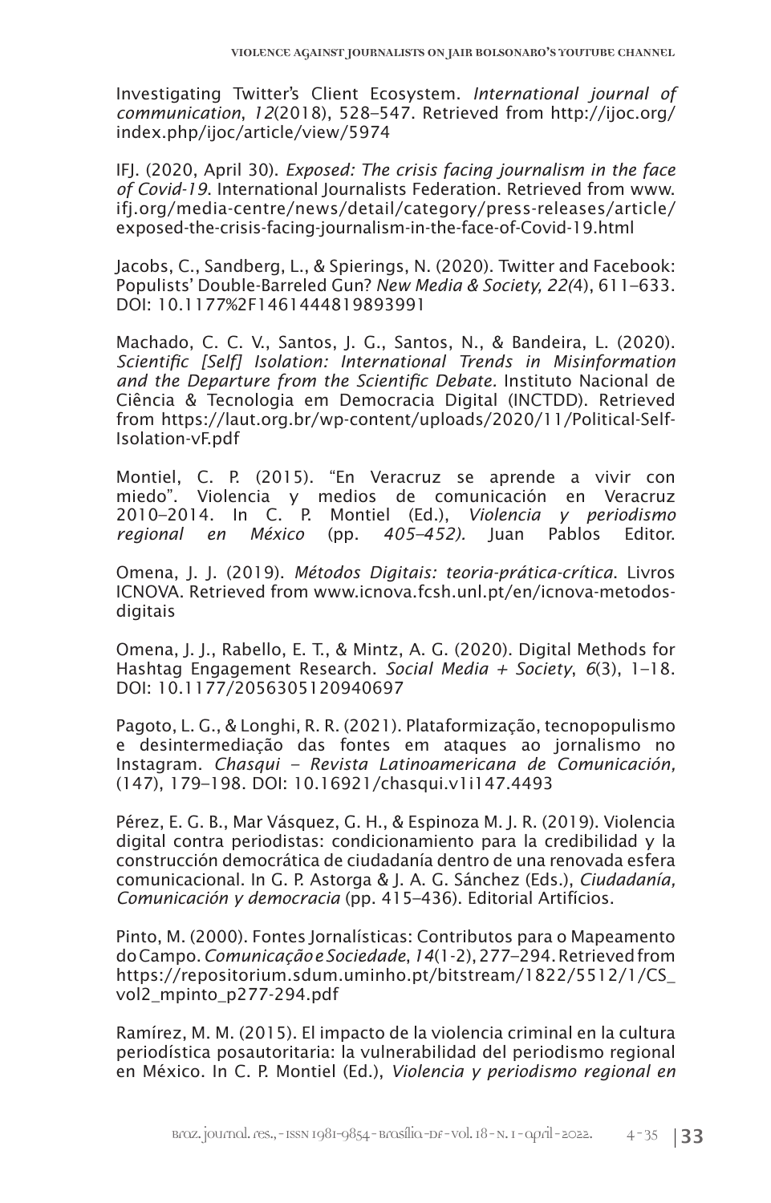Investigating Twitter's Client Ecosystem. *International journal of communication*, *12*(2018), 528–547. Retrieved from http://ijoc.org/index.php/ijoc/article/view/5974

IFJ. (2020, April 30). *Exposed: The crisis facing journalism in the face of Covid-19*. International Journalists Federation. Retrieved from www.ifj.org/media-centre/news/detail/category/press-releases/article/exposed-the-crisis-facing-journalism-in-the-face-of-Covid-19.html

Jacobs, C., Sandberg, L., & Spierings, N. (2020). Twitter and Facebook: Populists' Double-Barreled Gun? *New Media & Society, 22(*4), 611–633. DOI: 10.1177%2F1461444819893991

Machado, C. C. V., Santos, J. G., Santos, N., & Bandeira, L. (2020). *Scientific [Self] Isolation: International Trends in Misinformation and the Departure from the Scientific Debate*. Instituto Nacional de Ciência & Tecnologia em Democracia Digital (INCTDD). Retrieved from https://laut.org.br/wp-content/uploads/2020/11/Political-Self-Isolation-vF.pdf

Montiel, C. P. (2015). "En Veracruz se aprende a vivir con miedo". Violencia y medios de comunicación en Veracruz 2010–2014. In C. P. Montiel (Ed.), *Violencia y periodismo regional en México* (pp. *405–452).* Juan Pablos Editor.

Omena, J. J. (2019). *Métodos Digitais: teoria-prática-crítica*. Livros ICNOVA. Retrieved from www.icnova.fcsh.unl.pt/en/icnova-metodos-digitais

Omena, J. J., Rabello, E. T., & Mintz, A. G. (2020). Digital Methods for Hashtag Engagement Research. *Social Media + Society*, *6*(3), 1–18. DOI: 10.1177/2056305120940697

Pagoto, L. G., & Longhi, R. R. (2021). Plataformização, tecnopopulismo e desintermediação das fontes em ataques ao jornalismo no Instagram. *Chasqui – Revista Latinoamericana de Comunicación,* (147), 179–198. DOI: 10.16921/chasqui.v1i147.4493

Pérez, E. G. B., Mar Vásquez, G. H., & Espinoza M. J. R. (2019). Violencia digital contra periodistas: condicionamiento para la credibilidad y la construcción democrática de ciudadanía dentro de una renovada esfera comunicacional. In G. P. Astorga & J. A. G. Sánchez (Eds.), *Ciudadanía, Comunicación y democracia* (pp. 415–436). Editorial Artifícios.

Pinto, M. (2000). Fontes Jornalísticas: Contributos para o Mapeamento do Campo. *Comunicação e Sociedade*, *14*(1-2), 277–294. Retrieved from https://repositorium.sdum.uminho.pt/bitstream/1822/5512/1/CS_vol2_mpinto_p277-294.pdf

Ramírez, M. M. (2015). El impacto de la violencia criminal en la cultura periodística posautoritaria: la vulnerabilidad del periodismo regional en México. In C. P. Montiel (Ed.), *Violencia y periodismo regional en*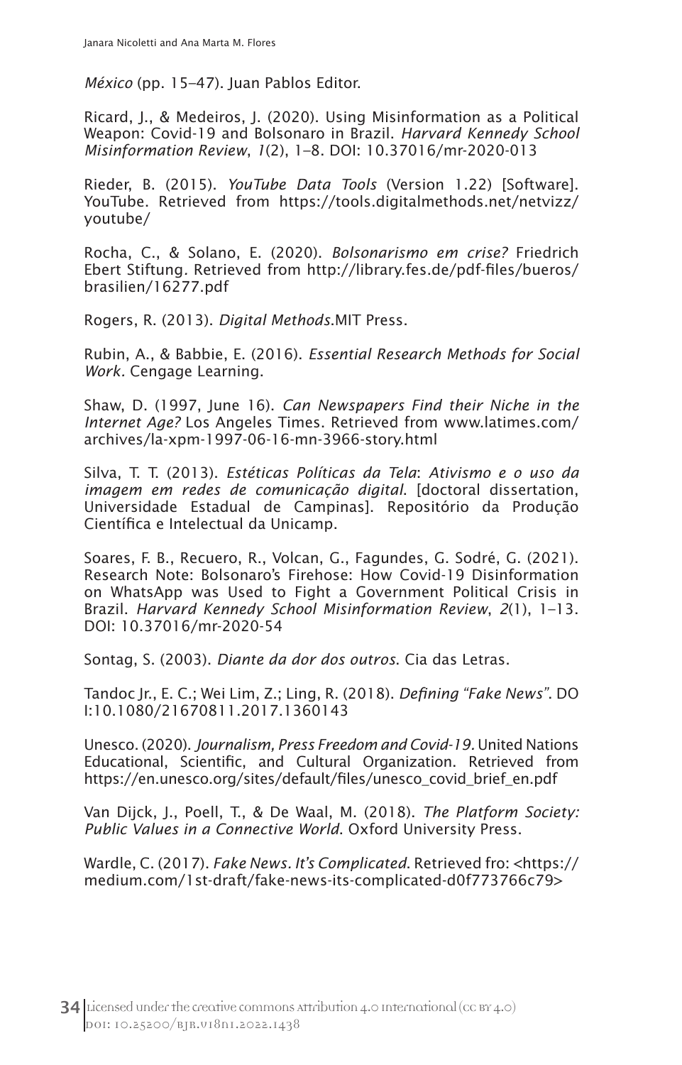*México* (pp. 15–47). Juan Pablos Editor.

Ricard, J., & Medeiros, J. (2020). Using Misinformation as a Political Weapon: Covid-19 and Bolsonaro in Brazil. *Harvard Kennedy School Misinformation Review*, *1*(2), 1–8. DOI: 10.37016/mr-2020-013

Rieder, B. (2015). *YouTube Data Tools* (Version 1.22) [Software]. YouTube. Retrieved from https://tools.digitalmethods.net/netvizz/youtube/

Rocha, C., & Solano, E. (2020). *Bolsonarismo em crise?* Friedrich Ebert Stiftung. Retrieved from http://library.fes.de/pdf-files/bueros/brasilien/16277.pdf

Rogers, R. (2013). *Digital Methods*.MIT Press.

Rubin, A., & Babbie, E. (2016). *Essential Research Methods for Social Work*. Cengage Learning.

Shaw, D. (1997, June 16). *Can Newspapers Find their Niche in the Internet Age?* Los Angeles Times. Retrieved from www.latimes.com/archives/la-xpm-1997-06-16-mn-3966-story.html

Silva, T. T. (2013). *Estéticas Políticas da Tela*: *Ativismo e o uso da imagem em redes de comunicação digital*. [doctoral dissertation, Universidade Estadual de Campinas]. Repositório da Produção Científica e Intelectual da Unicamp.

Soares, F. B., Recuero, R., Volcan, G., Fagundes, G. Sodré, G. (2021). Research Note: Bolsonaro's Firehose: How Covid-19 Disinformation on WhatsApp was Used to Fight a Government Political Crisis in Brazil. *Harvard Kennedy School Misinformation Review*, *2*(1), 1–13. DOI: 10.37016/mr-2020-54

Sontag, S. (2003). *Diante da dor dos outros*. Cia das Letras.

Tandoc Jr., E. C.; Wei Lim, Z.; Ling, R. (2018). *Defining "Fake News"*. DOI:10.1080/21670811.2017.1360143

Unesco. (2020). *Journalism, Press Freedom and Covid-19.* United Nations Educational, Scientific, and Cultural Organization. Retrieved from https://en.unesco.org/sites/default/files/unesco_covid_brief_en.pdf

Van Dijck, J., Poell, T., & De Waal, M. (2018). *The Platform Society: Public Values in a Connective World*. Oxford University Press.

Wardle, C. (2017). *Fake News. It's Complicated*. Retrieved fro: <https://medium.com/1st-draft/fake-news-its-complicated-d0f773766c79>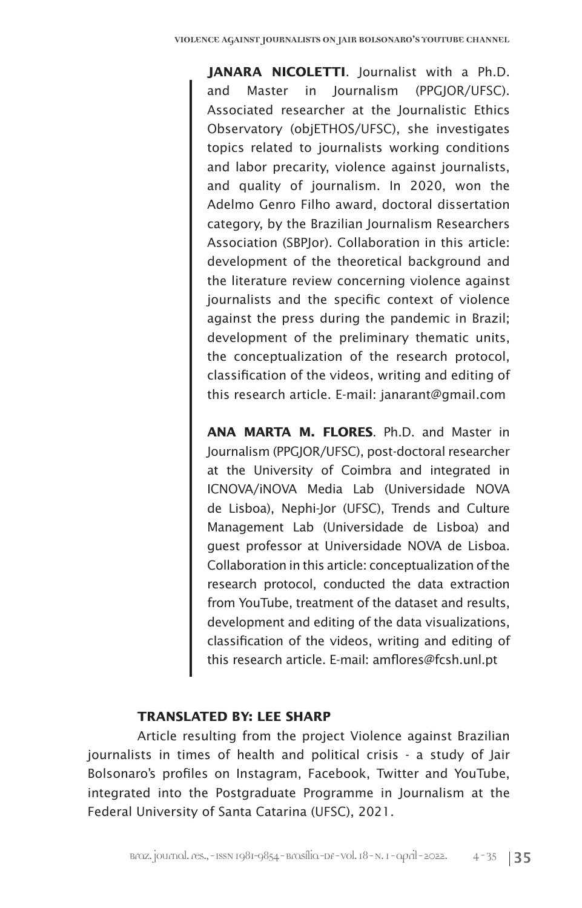**JANARA NICOLETTI**. Journalist with a Ph.D. and Master in Journalism (PPGJOR/UFSC). Associated researcher at the Journalistic Ethics Observatory (objETHOS/UFSC), she investigates topics related to journalists working conditions and labor precarity, violence against journalists, and quality of journalism. In 2020, won the Adelmo Genro Filho award, doctoral dissertation category, by the Brazilian Journalism Researchers Association (SBPJor). Collaboration in this article: development of the theoretical background and the literature review concerning violence against journalists and the specific context of violence against the press during the pandemic in Brazil; development of the preliminary thematic units, the conceptualization of the research protocol, classification of the videos, writing and editing of this research article. E-mail: janarant@gmail.com

**ANA MARTA M. FLORES**. Ph.D. and Master in Journalism (PPGJOR/UFSC), post-doctoral researcher at the University of Coimbra and integrated in ICNOVA/iNOVA Media Lab (Universidade NOVA de Lisboa), Nephi-Jor (UFSC), Trends and Culture Management Lab (Universidade de Lisboa) and guest professor at Universidade NOVA de Lisboa. Collaboration in this article: conceptualization of the research protocol, conducted the data extraction from YouTube, treatment of the dataset and results, development and editing of the data visualizations, classification of the videos, writing and editing of this research article. E-mail: amflores@fcsh.unl.pt

**TRANSLATED BY: LEE SHARP**

Article resulting from the project Violence against Brazilian journalists in times of health and political crisis - a study of Jair Bolsonaro's profiles on Instagram, Facebook, Twitter and YouTube, integrated into the Postgraduate Programme in Journalism at the Federal University of Santa Catarina (UFSC), 2021.